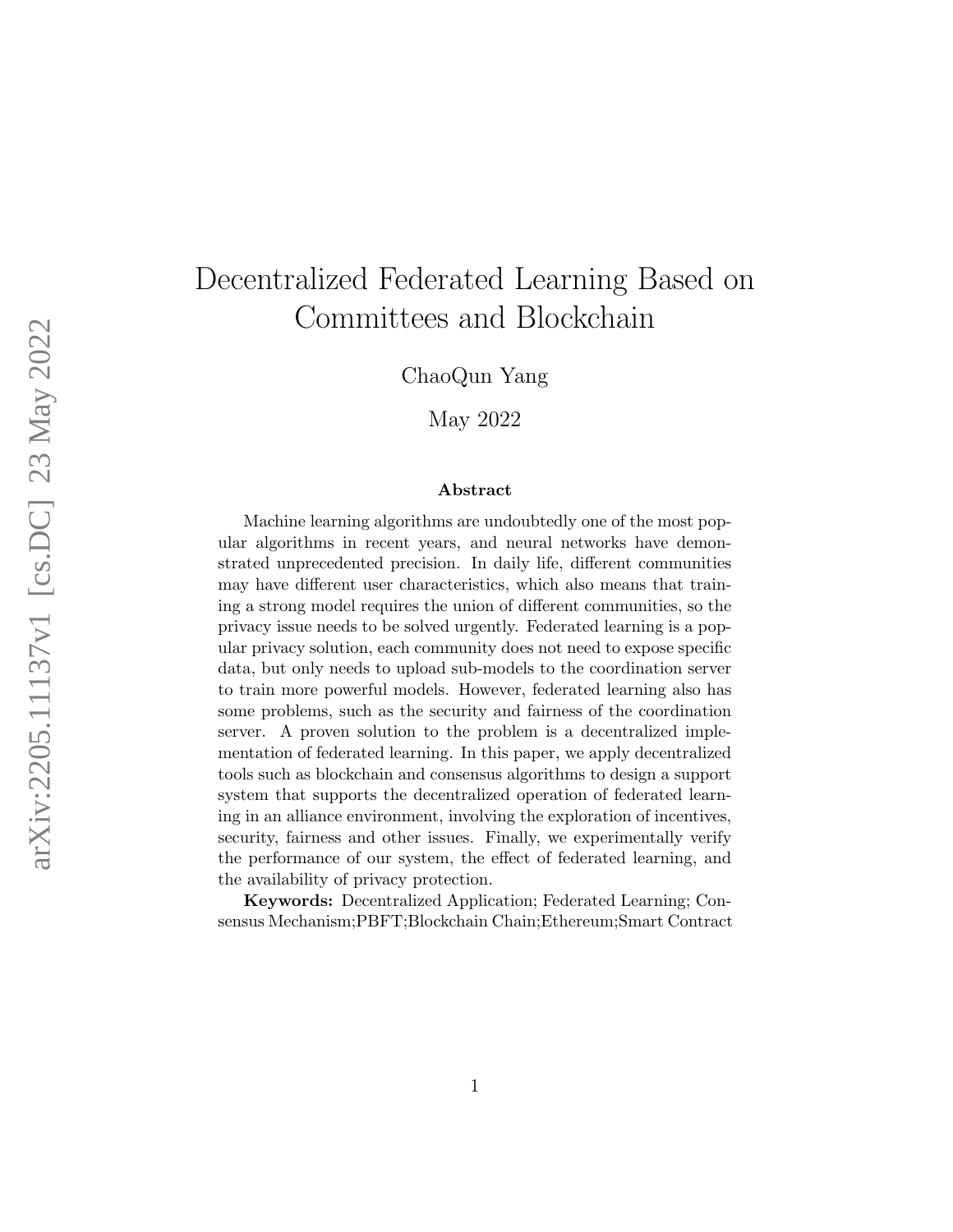# Decentralized Federated Learning Based on Committees and Blockchain

ChaoQun Yang

May 2022

## Abstract

Machine learning algorithms are undoubtedly one of the most popular algorithms in recent years, and neural networks have demonstrated unprecedented precision. In daily life, different communities may have different user characteristics, which also means that training a strong model requires the union of different communities, so the privacy issue needs to be solved urgently. Federated learning is a popular privacy solution, each community does not need to expose specific data, but only needs to upload sub-models to the coordination server to train more powerful models. However, federated learning also has some problems, such as the security and fairness of the coordination server. A proven solution to the problem is a decentralized implementation of federated learning. In this paper, we apply decentralized tools such as blockchain and consensus algorithms to design a support system that supports the decentralized operation of federated learning in an alliance environment, involving the exploration of incentives, security, fairness and other issues. Finally, we experimentally verify the performance of our system, the effect of federated learning, and the availability of privacy protection.

**Keywords:** Decentralized Application; Federated Learning; Consensus Mechanism;PBFT;Blockchain Chain;Ethereum;Smart Contract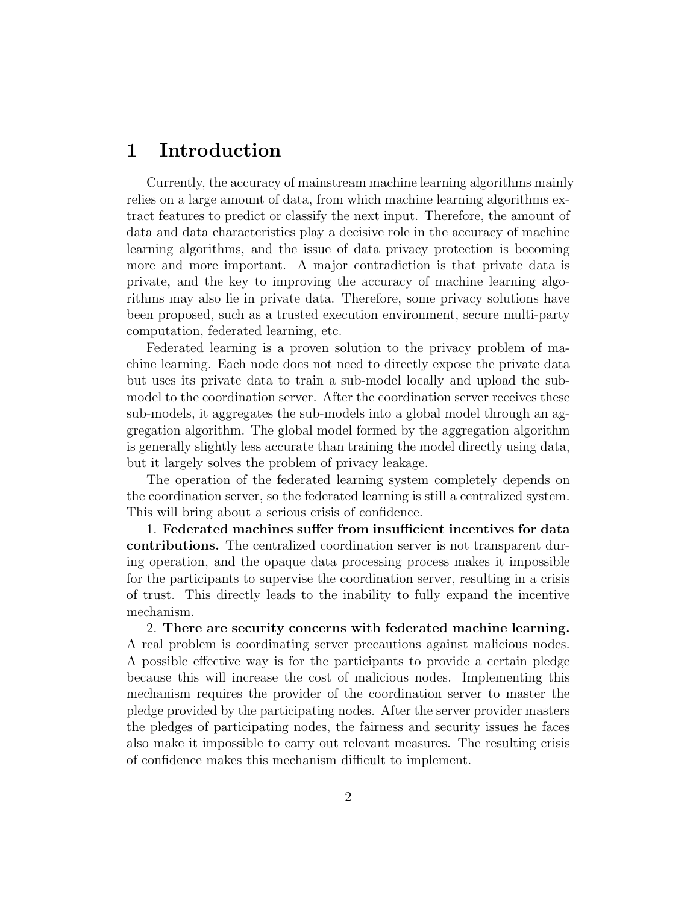# 1 Introduction

Currently, the accuracy of mainstream machine learning algorithms mainly relies on a large amount of data, from which machine learning algorithms extract features to predict or classify the next input. Therefore, the amount of data and data characteristics play a decisive role in the accuracy of machine learning algorithms, and the issue of data privacy protection is becoming more and more important. A major contradiction is that private data is private, and the key to improving the accuracy of machine learning algorithms may also lie in private data. Therefore, some privacy solutions have been proposed, such as a trusted execution environment, secure multi-party computation, federated learning, etc.

Federated learning is a proven solution to the privacy problem of machine learning. Each node does not need to directly expose the private data but uses its private data to train a sub-model locally and upload the sub-model to the coordination server. After the coordination server receives these sub-models, it aggregates the sub-models into a global model through an aggregation algorithm. The global model formed by the aggregation algorithm is generally slightly less accurate than training the model directly using data, but it largely solves the problem of privacy leakage.

The operation of the federated learning system completely depends on the coordination server, so the federated learning is still a centralized system. This will bring about a serious crisis of confidence.

1. **Federated machines suffer from insufficient incentives for data contributions.** The centralized coordination server is not transparent during operation, and the opaque data processing process makes it impossible for the participants to supervise the coordination server, resulting in a crisis of trust. This directly leads to the inability to fully expand the incentive mechanism.

2. **There are security concerns with federated machine learning.** A real problem is coordinating server precautions against malicious nodes. A possible effective way is for the participants to provide a certain pledge because this will increase the cost of malicious nodes. Implementing this mechanism requires the provider of the coordination server to master the pledge provided by the participating nodes. After the server provider masters the pledges of participating nodes, the fairness and security issues he faces also make it impossible to carry out relevant measures. The resulting crisis of confidence makes this mechanism difficult to implement.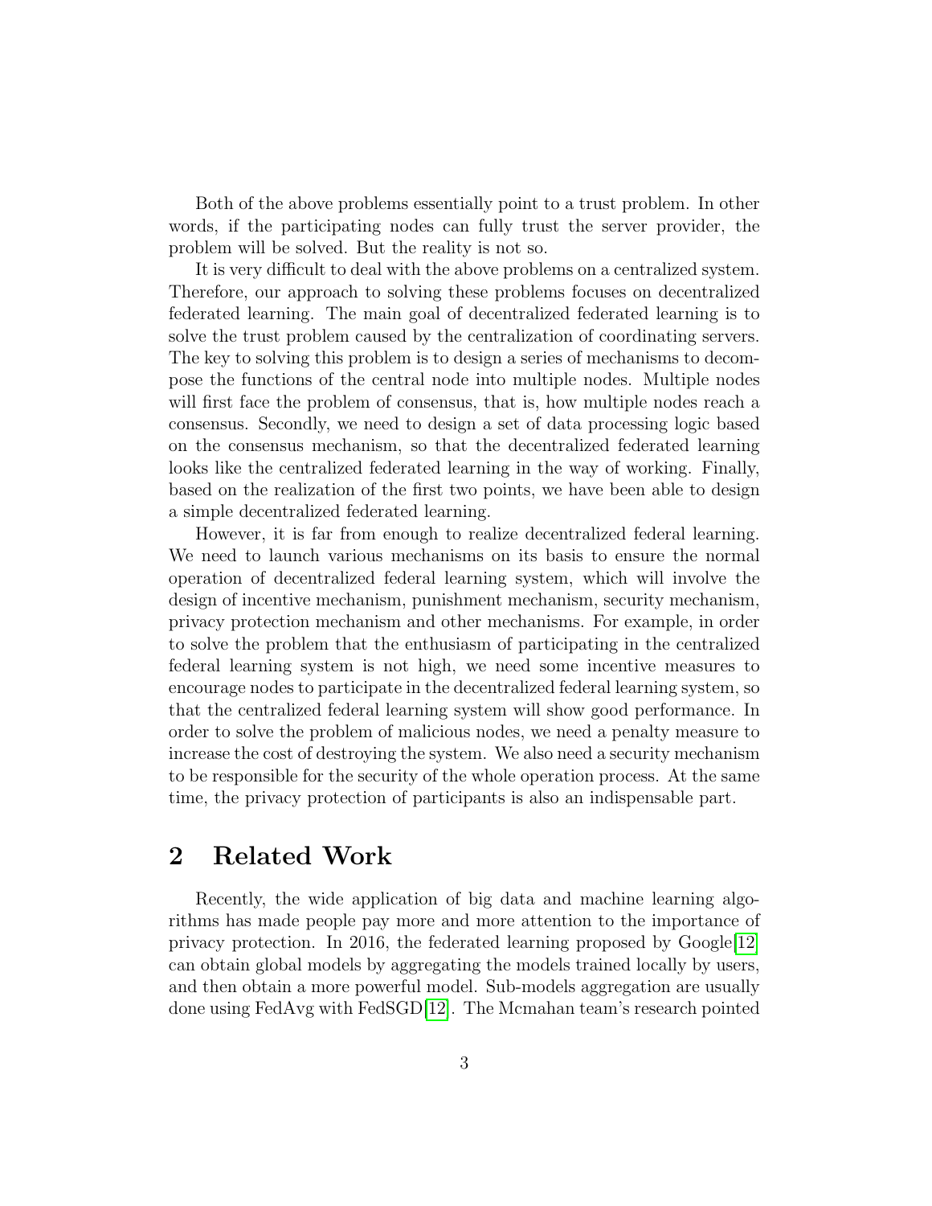Both of the above problems essentially point to a trust problem. In other words, if the participating nodes can fully trust the server provider, the problem will be solved. But the reality is not so.

It is very difficult to deal with the above problems on a centralized system. Therefore, our approach to solving these problems focuses on decentralized federated learning. The main goal of decentralized federated learning is to solve the trust problem caused by the centralization of coordinating servers. The key to solving this problem is to design a series of mechanisms to decompose the functions of the central node into multiple nodes. Multiple nodes will first face the problem of consensus, that is, how multiple nodes reach a consensus. Secondly, we need to design a set of data processing logic based on the consensus mechanism, so that the decentralized federated learning looks like the centralized federated learning in the way of working. Finally, based on the realization of the first two points, we have been able to design a simple decentralized federated learning.

However, it is far from enough to realize decentralized federal learning. We need to launch various mechanisms on its basis to ensure the normal operation of decentralized federal learning system, which will involve the design of incentive mechanism, punishment mechanism, security mechanism, privacy protection mechanism and other mechanisms. For example, in order to solve the problem that the enthusiasm of participating in the centralized federal learning system is not high, we need some incentive measures to encourage nodes to participate in the decentralized federal learning system, so that the centralized federal learning system will show good performance. In order to solve the problem of malicious nodes, we need a penalty measure to increase the cost of destroying the system. We also need a security mechanism to be responsible for the security of the whole operation process. At the same time, the privacy protection of participants is also an indispensable part.

## 2 Related Work

Recently, the wide application of big data and machine learning algorithms has made people pay more and more attention to the importance of privacy protection. In 2016, the federated learning proposed by Google[12] can obtain global models by aggregating the models trained locally by users, and then obtain a more powerful model. Sub-models aggregation are usually done using FedAvg with FedSGD[12]. The Mcmahan team's research pointed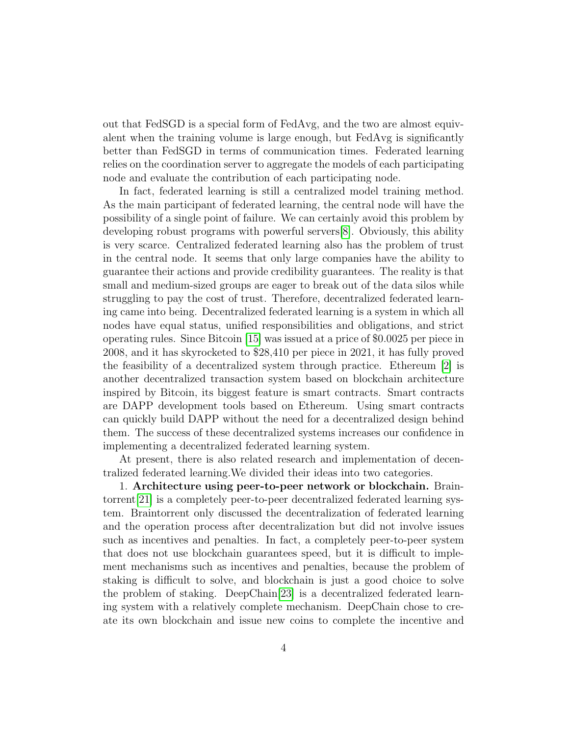out that FedSGD is a special form of FedAvg, and the two are almost equivalent when the training volume is large enough, but FedAvg is significantly better than FedSGD in terms of communication times. Federated learning relies on the coordination server to aggregate the models of each participating node and evaluate the contribution of each participating node.

In fact, federated learning is still a centralized model training method. As the main participant of federated learning, the central node will have the possibility of a single point of failure. We can certainly avoid this problem by developing robust programs with powerful servers[8]. Obviously, this ability is very scarce. Centralized federated learning also has the problem of trust in the central node. It seems that only large companies have the ability to guarantee their actions and provide credibility guarantees. The reality is that small and medium-sized groups are eager to break out of the data silos while struggling to pay the cost of trust. Therefore, decentralized federated learning came into being. Decentralized federated learning is a system in which all nodes have equal status, unified responsibilities and obligations, and strict operating rules. Since Bitcoin [15] was issued at a price of $0.0025 per piece in 2008, and it has skyrocketed to $28,410 per piece in 2021, it has fully proved the feasibility of a decentralized system through practice. Ethereum [2] is another decentralized transaction system based on blockchain architecture inspired by Bitcoin, its biggest feature is smart contracts. Smart contracts are DAPP development tools based on Ethereum. Using smart contracts can quickly build DAPP without the need for a decentralized design behind them. The success of these decentralized systems increases our confidence in implementing a decentralized federated learning system.

At present, there is also related research and implementation of decentralized federated learning.We divided their ideas into two categories.

1. **Architecture using peer-to-peer network or blockchain.** Braintorrent[21] is a completely peer-to-peer decentralized federated learning system. Braintorrent only discussed the decentralization of federated learning and the operation process after decentralization but did not involve issues such as incentives and penalties. In fact, a completely peer-to-peer system that does not use blockchain guarantees speed, but it is difficult to implement mechanisms such as incentives and penalties, because the problem of staking is difficult to solve, and blockchain is just a good choice to solve the problem of staking. DeepChain[23] is a decentralized federated learning system with a relatively complete mechanism. DeepChain chose to create its own blockchain and issue new coins to complete the incentive and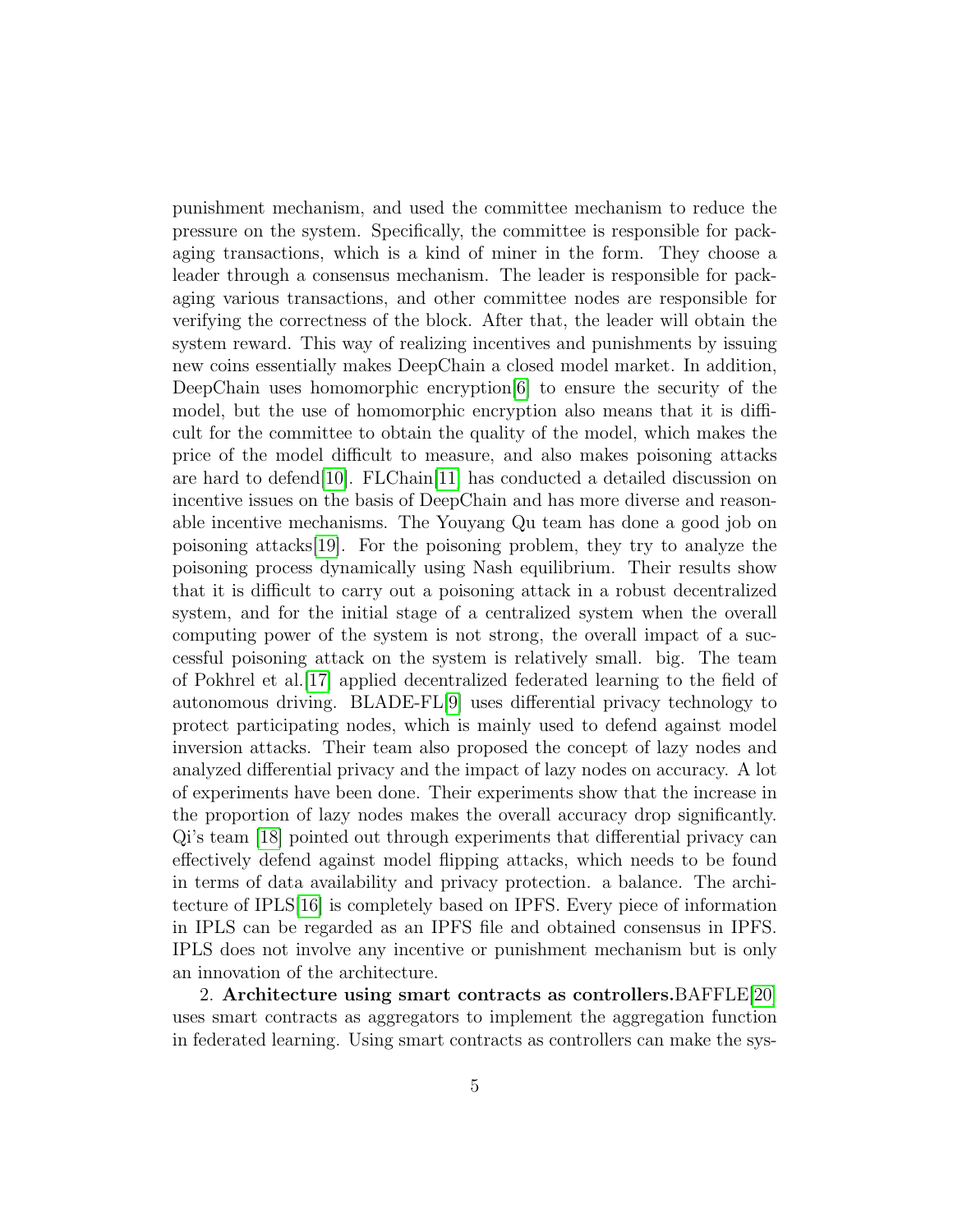punishment mechanism, and used the committee mechanism to reduce the pressure on the system. Specifically, the committee is responsible for packaging transactions, which is a kind of miner in the form. They choose a leader through a consensus mechanism. The leader is responsible for packaging various transactions, and other committee nodes are responsible for verifying the correctness of the block. After that, the leader will obtain the system reward. This way of realizing incentives and punishments by issuing new coins essentially makes DeepChain a closed model market. In addition, DeepChain uses homomorphic encryption[6] to ensure the security of the model, but the use of homomorphic encryption also means that it is difficult for the committee to obtain the quality of the model, which makes the price of the model difficult to measure, and also makes poisoning attacks are hard to defend[10]. FLChain[11] has conducted a detailed discussion on incentive issues on the basis of DeepChain and has more diverse and reasonable incentive mechanisms. The Youyang Qu team has done a good job on poisoning attacks[19]. For the poisoning problem, they try to analyze the poisoning process dynamically using Nash equilibrium. Their results show that it is difficult to carry out a poisoning attack in a robust decentralized system, and for the initial stage of a centralized system when the overall computing power of the system is not strong, the overall impact of a successful poisoning attack on the system is relatively small. big. The team of Pokhrel et al.[17] applied decentralized federated learning to the field of autonomous driving. BLADE-FL[9] uses differential privacy technology to protect participating nodes, which is mainly used to defend against model inversion attacks. Their team also proposed the concept of lazy nodes and analyzed differential privacy and the impact of lazy nodes on accuracy. A lot of experiments have been done. Their experiments show that the increase in the proportion of lazy nodes makes the overall accuracy drop significantly. Qi's team [18] pointed out through experiments that differential privacy can effectively defend against model flipping attacks, which needs to be found in terms of data availability and privacy protection. a balance. The architecture of IPLS[16] is completely based on IPFS. Every piece of information in IPLS can be regarded as an IPFS file and obtained consensus in IPFS. IPLS does not involve any incentive or punishment mechanism but is only an innovation of the architecture.

2. **Architecture using smart contracts as controllers.** BAFFLE[20] uses smart contracts as aggregators to implement the aggregation function in federated learning. Using smart contracts as controllers can make the sys-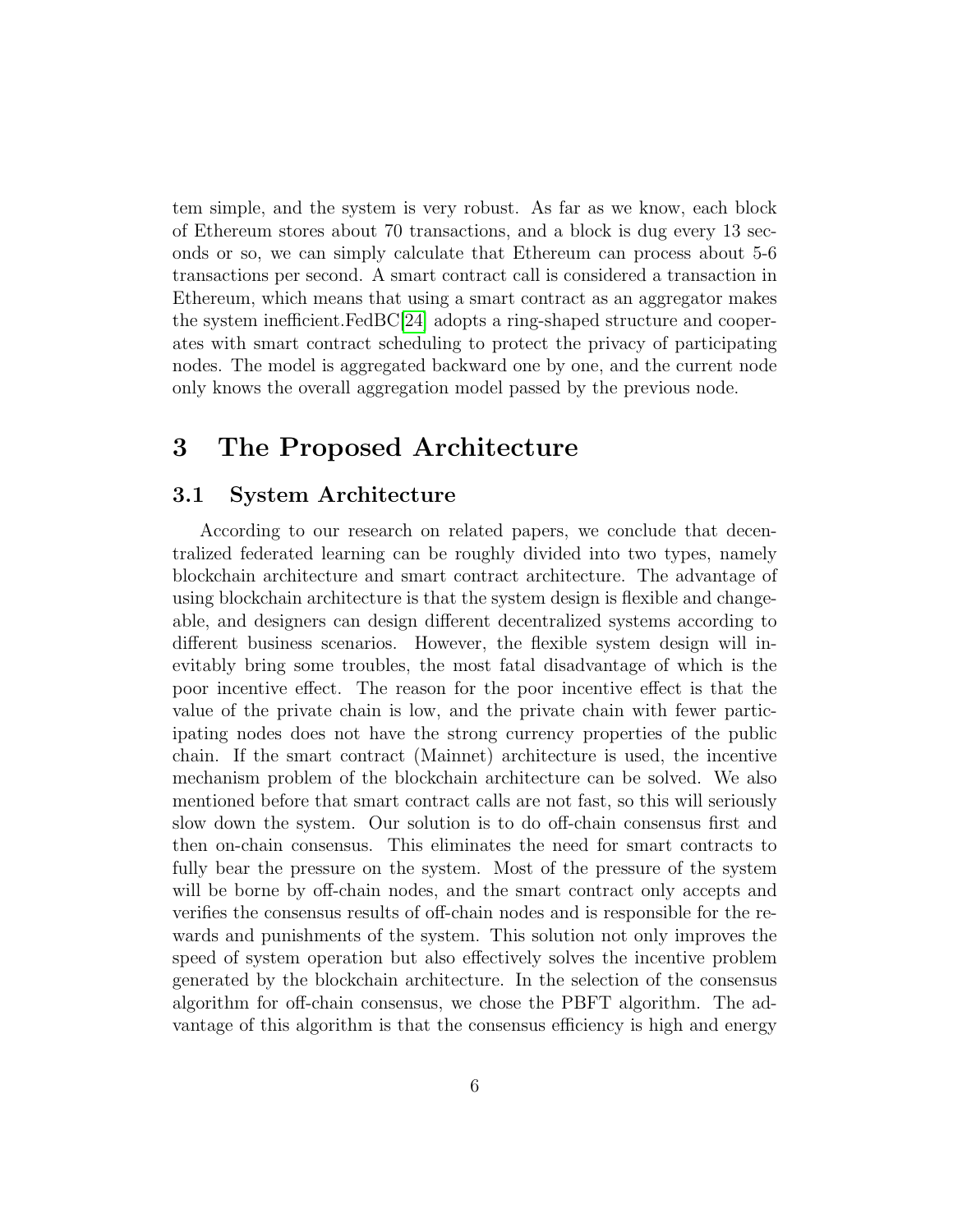tem simple, and the system is very robust. As far as we know, each block of Ethereum stores about 70 transactions, and a block is dug every 13 seconds or so, we can simply calculate that Ethereum can process about 5-6 transactions per second. A smart contract call is considered a transaction in Ethereum, which means that using a smart contract as an aggregator makes the system inefficient.FedBC[24] adopts a ring-shaped structure and cooperates with smart contract scheduling to protect the privacy of participating nodes. The model is aggregated backward one by one, and the current node only knows the overall aggregation model passed by the previous node.

# 3 The Proposed Architecture

## 3.1 System Architecture

According to our research on related papers, we conclude that decentralized federated learning can be roughly divided into two types, namely blockchain architecture and smart contract architecture. The advantage of using blockchain architecture is that the system design is flexible and changeable, and designers can design different decentralized systems according to different business scenarios. However, the flexible system design will inevitably bring some troubles, the most fatal disadvantage of which is the poor incentive effect. The reason for the poor incentive effect is that the value of the private chain is low, and the private chain with fewer participating nodes does not have the strong currency properties of the public chain. If the smart contract (Mainnet) architecture is used, the incentive mechanism problem of the blockchain architecture can be solved. We also mentioned before that smart contract calls are not fast, so this will seriously slow down the system. Our solution is to do off-chain consensus first and then on-chain consensus. This eliminates the need for smart contracts to fully bear the pressure on the system. Most of the pressure of the system will be borne by off-chain nodes, and the smart contract only accepts and verifies the consensus results of off-chain nodes and is responsible for the rewards and punishments of the system. This solution not only improves the speed of system operation but also effectively solves the incentive problem generated by the blockchain architecture. In the selection of the consensus algorithm for off-chain consensus, we chose the PBFT algorithm. The advantage of this algorithm is that the consensus efficiency is high and energy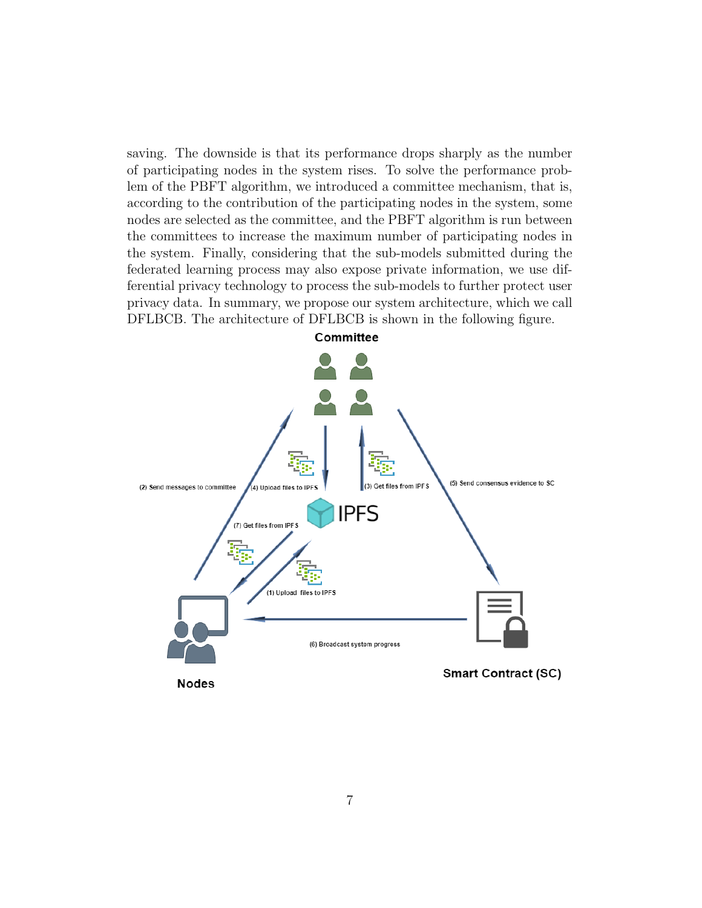saving. The downside is that its performance drops sharply as the number of participating nodes in the system rises. To solve the performance problem of the PBFT algorithm, we introduced a committee mechanism, that is, according to the contribution of the participating nodes in the system, some nodes are selected as the committee, and the PBFT algorithm is run between the committees to increase the maximum number of participating nodes in the system. Finally, considering that the sub-models submitted during the federated learning process may also expose private information, we use differential privacy technology to process the sub-models to further protect user privacy data. In summary, we propose our system architecture, which we call DFLBCB. The architecture of DFLBCB is shown in the following figure.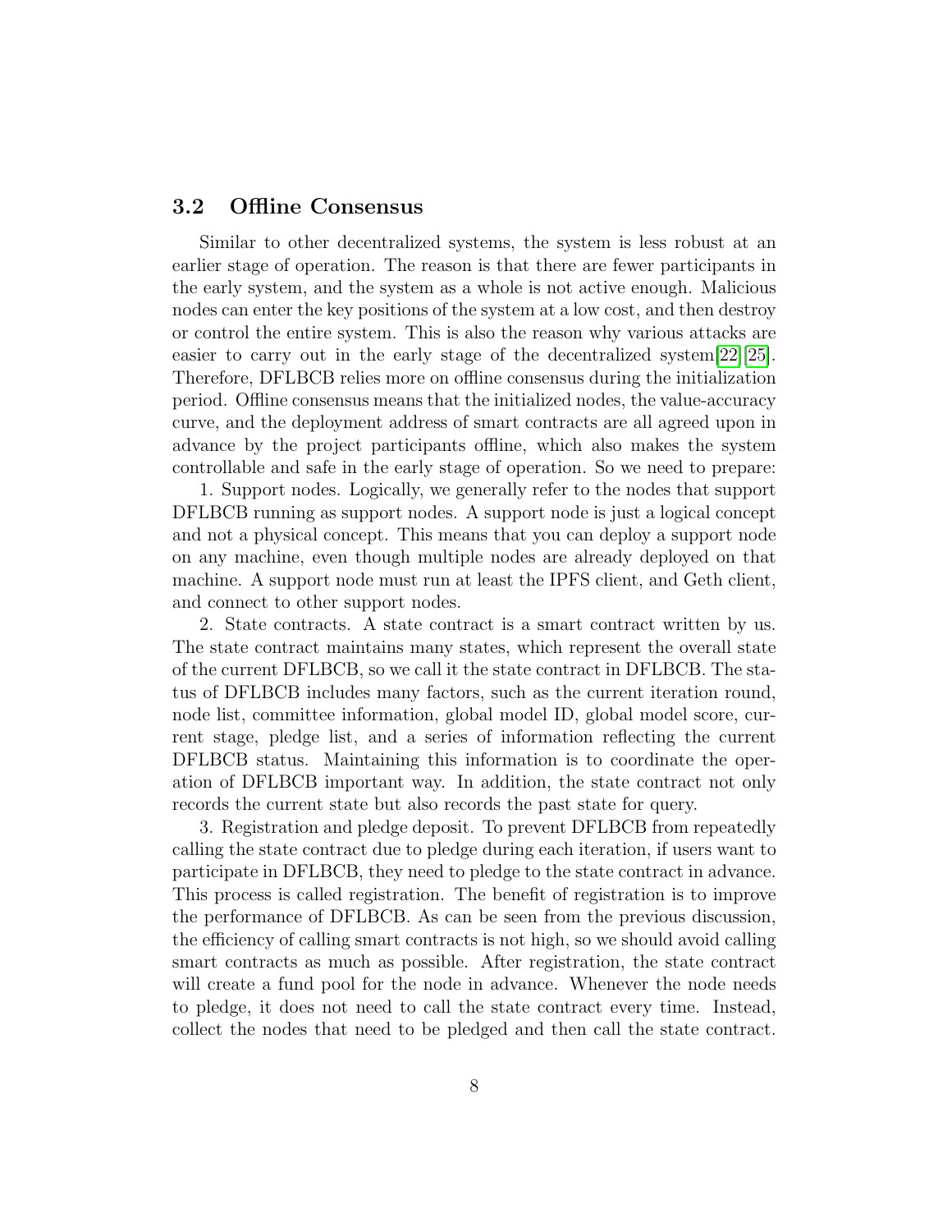## 3.2 Offline Consensus

Similar to other decentralized systems, the system is less robust at an earlier stage of operation. The reason is that there are fewer participants in the early system, and the system as a whole is not active enough. Malicious nodes can enter the key positions of the system at a low cost, and then destroy or control the entire system. This is also the reason why various attacks are easier to carry out in the early stage of the decentralized system[22][25]. Therefore, DFLBCB relies more on offline consensus during the initialization period. Offline consensus means that the initialized nodes, the value-accuracy curve, and the deployment address of smart contracts are all agreed upon in advance by the project participants offline, which also makes the system controllable and safe in the early stage of operation. So we need to prepare:

1. Support nodes. Logically, we generally refer to the nodes that support DFLBCB running as support nodes. A support node is just a logical concept and not a physical concept. This means that you can deploy a support node on any machine, even though multiple nodes are already deployed on that machine. A support node must run at least the IPFS client, and Geth client, and connect to other support nodes.

2. State contracts. A state contract is a smart contract written by us. The state contract maintains many states, which represent the overall state of the current DFLBCB, so we call it the state contract in DFLBCB. The status of DFLBCB includes many factors, such as the current iteration round, node list, committee information, global model ID, global model score, current stage, pledge list, and a series of information reflecting the current DFLBCB status. Maintaining this information is to coordinate the operation of DFLBCB important way. In addition, the state contract not only records the current state but also records the past state for query.

3. Registration and pledge deposit. To prevent DFLBCB from repeatedly calling the state contract due to pledge during each iteration, if users want to participate in DFLBCB, they need to pledge to the state contract in advance. This process is called registration. The benefit of registration is to improve the performance of DFLBCB. As can be seen from the previous discussion, the efficiency of calling smart contracts is not high, so we should avoid calling smart contracts as much as possible. After registration, the state contract will create a fund pool for the node in advance. Whenever the node needs to pledge, it does not need to call the state contract every time. Instead, collect the nodes that need to be pledged and then call the state contract.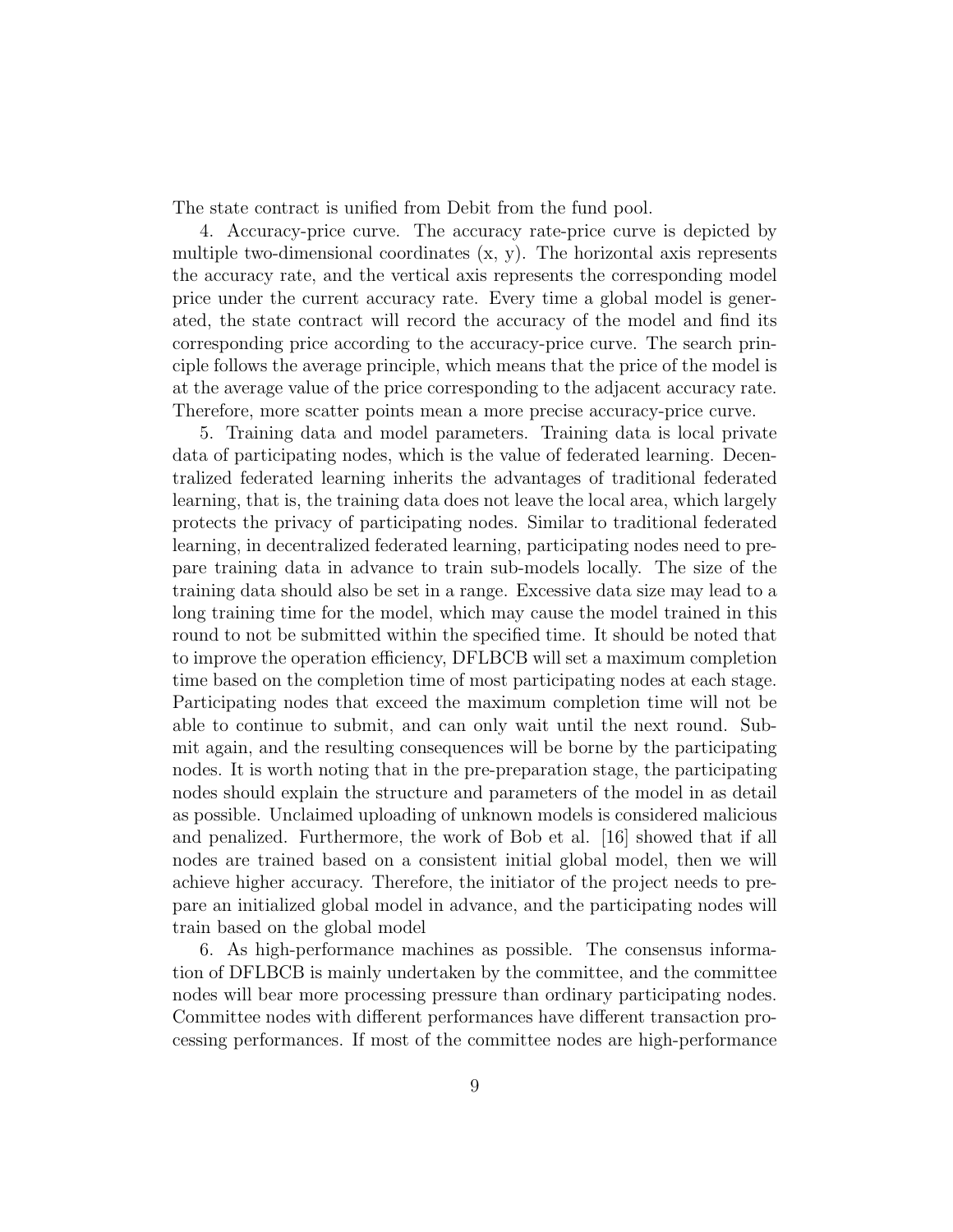The state contract is unified from Debit from the fund pool.

4. Accuracy-price curve. The accuracy rate-price curve is depicted by multiple two-dimensional coordinates (x, y). The horizontal axis represents the accuracy rate, and the vertical axis represents the corresponding model price under the current accuracy rate. Every time a global model is generated, the state contract will record the accuracy of the model and find its corresponding price according to the accuracy-price curve. The search principle follows the average principle, which means that the price of the model is at the average value of the price corresponding to the adjacent accuracy rate. Therefore, more scatter points mean a more precise accuracy-price curve.

5. Training data and model parameters. Training data is local private data of participating nodes, which is the value of federated learning. Decentralized federated learning inherits the advantages of traditional federated learning, that is, the training data does not leave the local area, which largely protects the privacy of participating nodes. Similar to traditional federated learning, in decentralized federated learning, participating nodes need to prepare training data in advance to train sub-models locally. The size of the training data should also be set in a range. Excessive data size may lead to a long training time for the model, which may cause the model trained in this round to not be submitted within the specified time. It should be noted that to improve the operation efficiency, DFLBCB will set a maximum completion time based on the completion time of most participating nodes at each stage. Participating nodes that exceed the maximum completion time will not be able to continue to submit, and can only wait until the next round. Submit again, and the resulting consequences will be borne by the participating nodes. It is worth noting that in the pre-preparation stage, the participating nodes should explain the structure and parameters of the model in as detail as possible. Unclaimed uploading of unknown models is considered malicious and penalized. Furthermore, the work of Bob et al. [16] showed that if all nodes are trained based on a consistent initial global model, then we will achieve higher accuracy. Therefore, the initiator of the project needs to prepare an initialized global model in advance, and the participating nodes will train based on the global model

6. As high-performance machines as possible. The consensus information of DFLBCB is mainly undertaken by the committee, and the committee nodes will bear more processing pressure than ordinary participating nodes. Committee nodes with different performances have different transaction processing performances. If most of the committee nodes are high-performance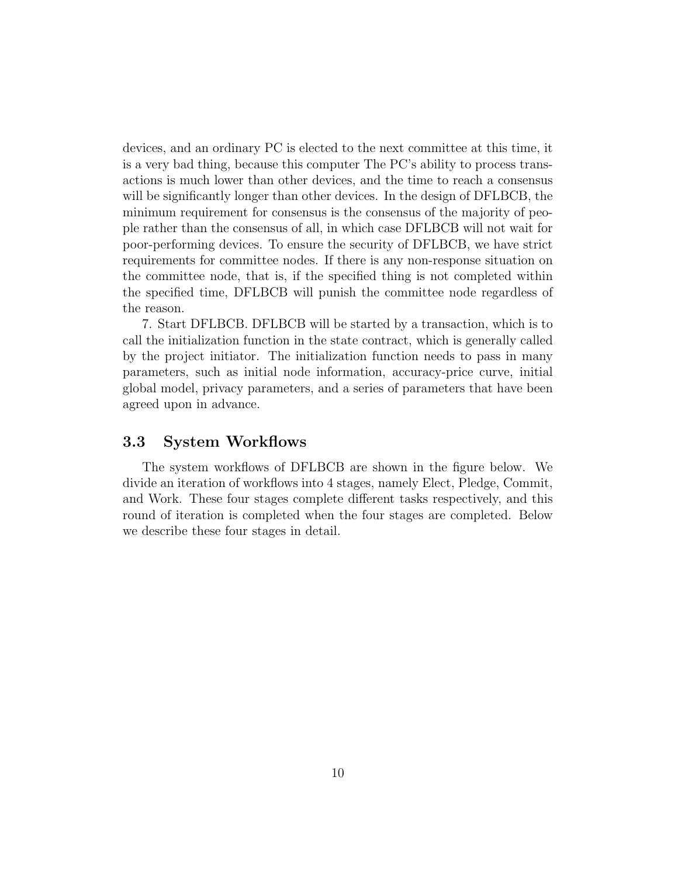devices, and an ordinary PC is elected to the next committee at this time, it is a very bad thing, because this computer The PC's ability to process transactions is much lower than other devices, and the time to reach a consensus will be significantly longer than other devices. In the design of DFLBCB, the minimum requirement for consensus is the consensus of the majority of people rather than the consensus of all, in which case DFLBCB will not wait for poor-performing devices. To ensure the security of DFLBCB, we have strict requirements for committee nodes. If there is any non-response situation on the committee node, that is, if the specified thing is not completed within the specified time, DFLBCB will punish the committee node regardless of the reason.

7. Start DFLBCB. DFLBCB will be started by a transaction, which is to call the initialization function in the state contract, which is generally called by the project initiator. The initialization function needs to pass in many parameters, such as initial node information, accuracy-price curve, initial global model, privacy parameters, and a series of parameters that have been agreed upon in advance.

## 3.3 System Workflows

The system workflows of DFLBCB are shown in the figure below. We divide an iteration of workflows into 4 stages, namely Elect, Pledge, Commit, and Work. These four stages complete different tasks respectively, and this round of iteration is completed when the four stages are completed. Below we describe these four stages in detail.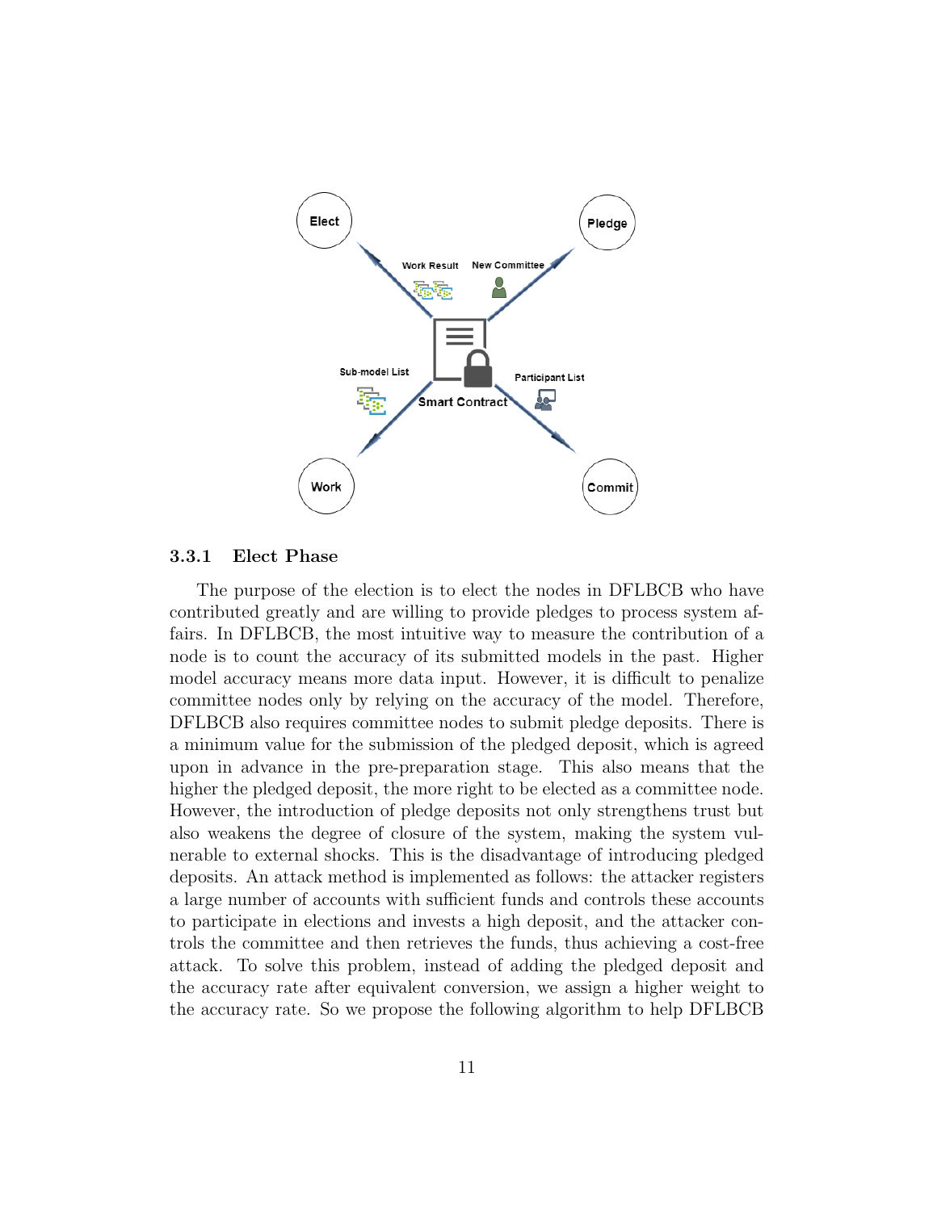### 3.3.1 Elect Phase

The purpose of the election is to elect the nodes in DFLBCB who have contributed greatly and are willing to provide pledges to process system affairs. In DFLBCB, the most intuitive way to measure the contribution of a node is to count the accuracy of its submitted models in the past. Higher model accuracy means more data input. However, it is difficult to penalize committee nodes only by relying on the accuracy of the model. Therefore, DFLBCB also requires committee nodes to submit pledge deposits. There is a minimum value for the submission of the pledged deposit, which is agreed upon in advance in the pre-preparation stage. This also means that the higher the pledged deposit, the more right to be elected as a committee node. However, the introduction of pledge deposits not only strengthens trust but also weakens the degree of closure of the system, making the system vulnerable to external shocks. This is the disadvantage of introducing pledged deposits. An attack method is implemented as follows: the attacker registers a large number of accounts with sufficient funds and controls these accounts to participate in elections and invests a high deposit, and the attacker controls the committee and then retrieves the funds, thus achieving a cost-free attack. To solve this problem, instead of adding the pledged deposit and the accuracy rate after equivalent conversion, we assign a higher weight to the accuracy rate. So we propose the following algorithm to help DFLBCB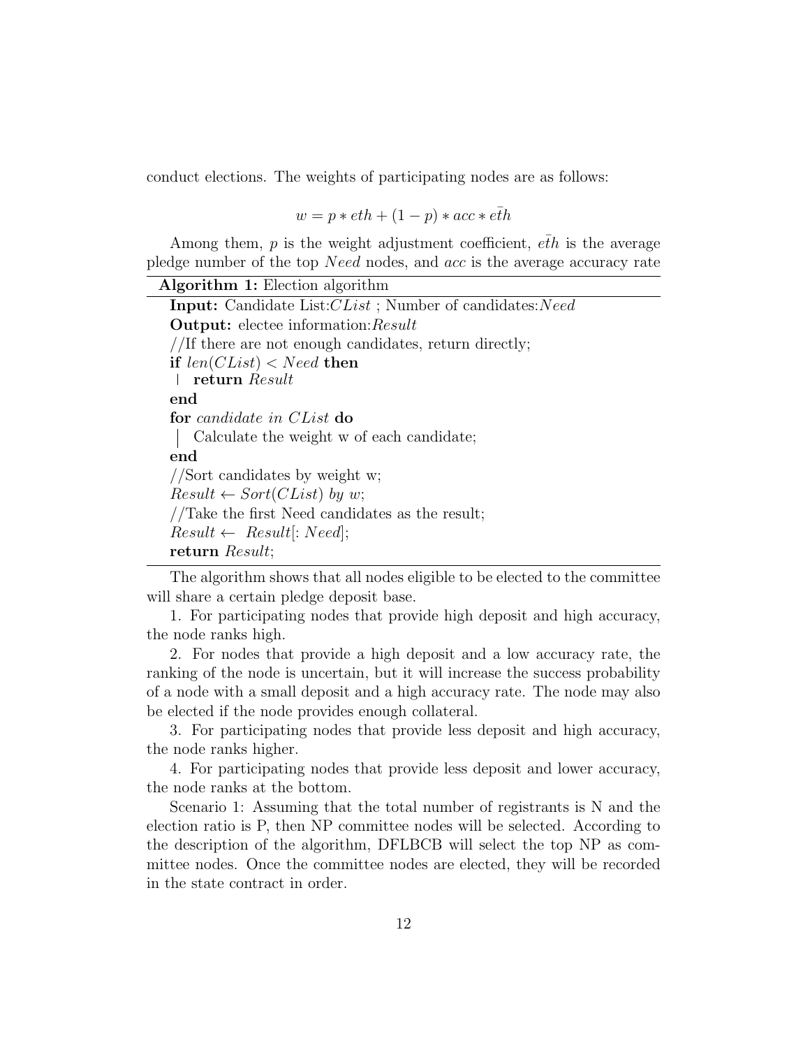conduct elections. The weights of participating nodes are as follows:

$$w = p * eth + (1 - p) * acc * \bar{eth}$$

Among them, $p$ is the weight adjustment coefficient, $\bar{eth}$ is the average pledge number of the top $Need$ nodes, and $acc$ is the average accuracy rate

**Algorithm 1:** Election algorithm

```
Input: Candidate List:CList ; Number of candidates:Need
Output: electee information:Result
//If there are not enough candidates, return directly;
if len(CList) < Need then
    return Result
end
for candidate in CList do
    Calculate the weight w of each candidate;
end
//Sort candidates by weight w;
Result ← Sort(CList) by w;
//Take the first Need candidates as the result;
Result ← Result[: Need];
return Result;
```

The algorithm shows that all nodes eligible to be elected to the committee will share a certain pledge deposit base.

1. For participating nodes that provide high deposit and high accuracy, the node ranks high.

2. For nodes that provide a high deposit and a low accuracy rate, the ranking of the node is uncertain, but it will increase the success probability of a node with a small deposit and a high accuracy rate. The node may also be elected if the node provides enough collateral.

3. For participating nodes that provide less deposit and high accuracy, the node ranks higher.

4. For participating nodes that provide less deposit and lower accuracy, the node ranks at the bottom.

Scenario 1: Assuming that the total number of registrants is N and the election ratio is P, then NP committee nodes will be selected. According to the description of the algorithm, DFLBCB will select the top NP as committee nodes. Once the committee nodes are elected, they will be recorded in the state contract in order.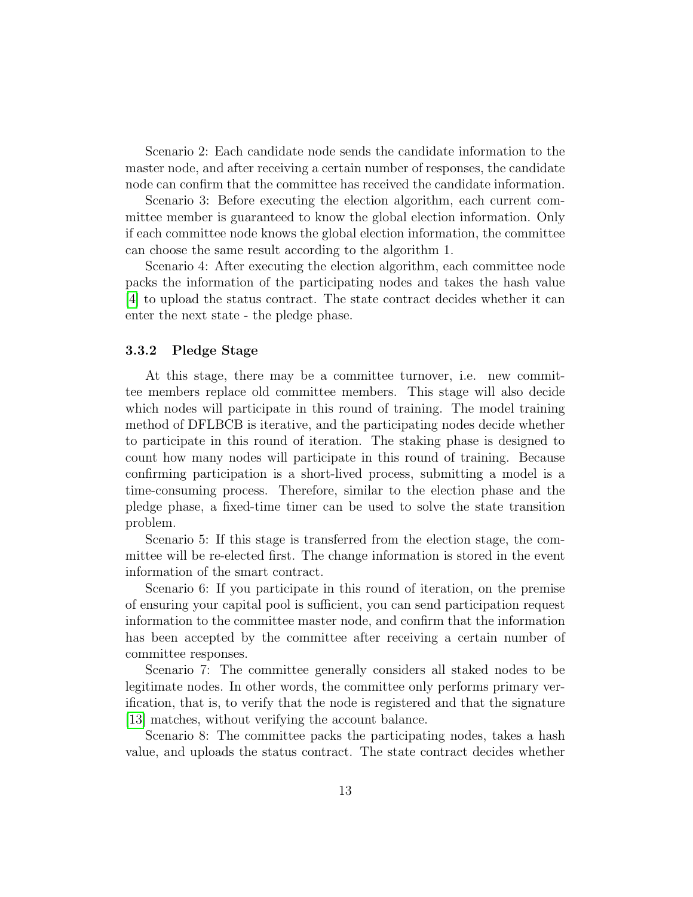Scenario 2: Each candidate node sends the candidate information to the master node, and after receiving a certain number of responses, the candidate node can confirm that the committee has received the candidate information.

Scenario 3: Before executing the election algorithm, each current committee member is guaranteed to know the global election information. Only if each committee node knows the global election information, the committee can choose the same result according to the algorithm 1.

Scenario 4: After executing the election algorithm, each committee node packs the information of the participating nodes and takes the hash value [4] to upload the status contract. The state contract decides whether it can enter the next state - the pledge phase.

### 3.3.2 Pledge Stage

At this stage, there may be a committee turnover, i.e. new committee members replace old committee members. This stage will also decide which nodes will participate in this round of training. The model training method of DFLBCB is iterative, and the participating nodes decide whether to participate in this round of iteration. The staking phase is designed to count how many nodes will participate in this round of training. Because confirming participation is a short-lived process, submitting a model is a time-consuming process. Therefore, similar to the election phase and the pledge phase, a fixed-time timer can be used to solve the state transition problem.

Scenario 5: If this stage is transferred from the election stage, the committee will be re-elected first. The change information is stored in the event information of the smart contract.

Scenario 6: If you participate in this round of iteration, on the premise of ensuring your capital pool is sufficient, you can send participation request information to the committee master node, and confirm that the information has been accepted by the committee after receiving a certain number of committee responses.

Scenario 7: The committee generally considers all staked nodes to be legitimate nodes. In other words, the committee only performs primary verification, that is, to verify that the node is registered and that the signature [13] matches, without verifying the account balance.

Scenario 8: The committee packs the participating nodes, takes a hash value, and uploads the status contract. The state contract decides whether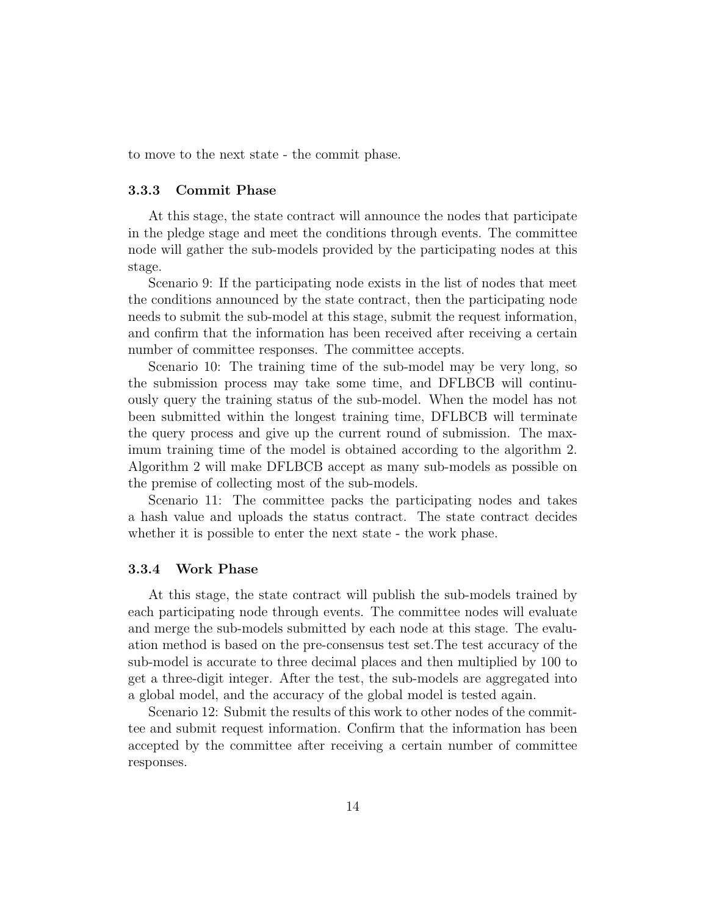to move to the next state - the commit phase.

### 3.3.3 Commit Phase

At this stage, the state contract will announce the nodes that participate in the pledge stage and meet the conditions through events. The committee node will gather the sub-models provided by the participating nodes at this stage.

Scenario 9: If the participating node exists in the list of nodes that meet the conditions announced by the state contract, then the participating node needs to submit the sub-model at this stage, submit the request information, and confirm that the information has been received after receiving a certain number of committee responses. The committee accepts.

Scenario 10: The training time of the sub-model may be very long, so the submission process may take some time, and DFLBCB will continuously query the training status of the sub-model. When the model has not been submitted within the longest training time, DFLBCB will terminate the query process and give up the current round of submission. The maximum training time of the model is obtained according to the algorithm 2. Algorithm 2 will make DFLBCB accept as many sub-models as possible on the premise of collecting most of the sub-models.

Scenario 11: The committee packs the participating nodes and takes a hash value and uploads the status contract. The state contract decides whether it is possible to enter the next state - the work phase.

### 3.3.4 Work Phase

At this stage, the state contract will publish the sub-models trained by each participating node through events. The committee nodes will evaluate and merge the sub-models submitted by each node at this stage. The evaluation method is based on the pre-consensus test set.The test accuracy of the sub-model is accurate to three decimal places and then multiplied by 100 to get a three-digit integer. After the test, the sub-models are aggregated into a global model, and the accuracy of the global model is tested again.

Scenario 12: Submit the results of this work to other nodes of the committee and submit request information. Confirm that the information has been accepted by the committee after receiving a certain number of committee responses.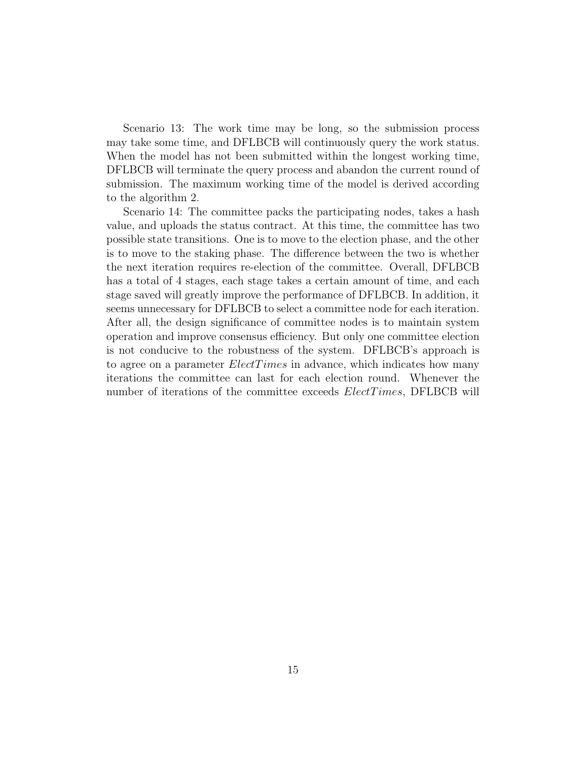Scenario 13: The work time may be long, so the submission process may take some time, and DFLBCB will continuously query the work status. When the model has not been submitted within the longest working time, DFLBCB will terminate the query process and abandon the current round of submission. The maximum working time of the model is derived according to the algorithm 2.

Scenario 14: The committee packs the participating nodes, takes a hash value, and uploads the status contract. At this time, the committee has two possible state transitions. One is to move to the election phase, and the other is to move to the staking phase. The difference between the two is whether the next iteration requires re-election of the committee. Overall, DFLBCB has a total of 4 stages, each stage takes a certain amount of time, and each stage saved will greatly improve the performance of DFLBCB. In addition, it seems unnecessary for DFLBCB to select a committee node for each iteration. After all, the design significance of committee nodes is to maintain system operation and improve consensus efficiency. But only one committee election is not conducive to the robustness of the system. DFLBCB's approach is to agree on a parameter $ElectTimes$ in advance, which indicates how many iterations the committee can last for each election round. Whenever the number of iterations of the committee exceeds $ElectTimes$, DFLBCB will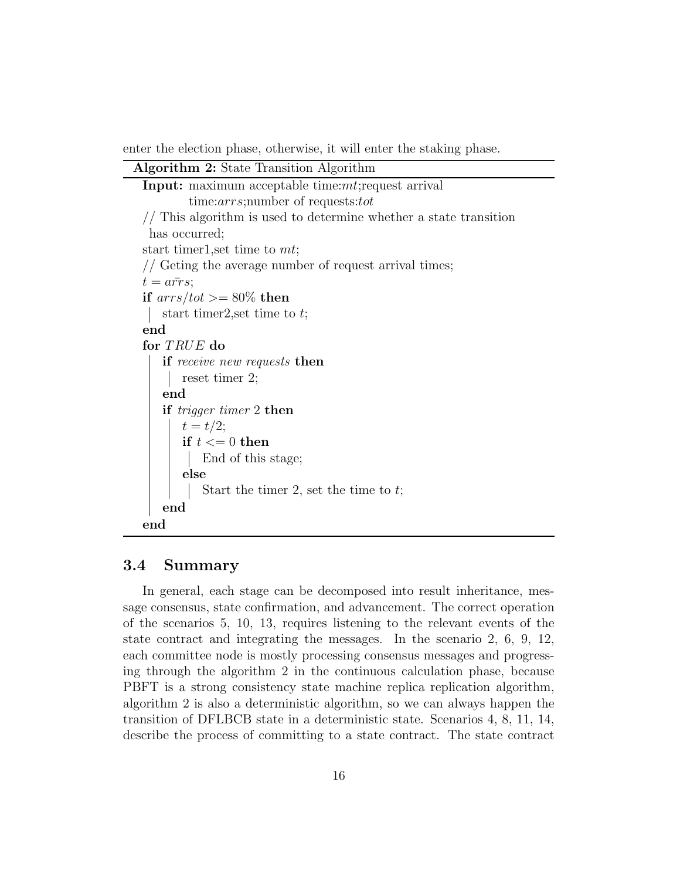enter the election phase, otherwise, it will enter the staking phase.

**Algorithm 2:** State Transition Algorithm

```
Input: maximum acceptable time:mt;request arrival
       time:arrs;number of requests:tot
// This algorithm is used to determine whether a state transition
   has occurred;
start timer1,set time to mt;
// Geting the average number of request arrival times;
t = arrs̄;
if arrs/tot >= 80% then
    start timer2,set time to t;
end
for TRUE do
    if receive new requests then
        reset timer 2;
    end
    if trigger timer 2 then
        t = t/2;
        if t <= 0 then
            End of this stage;
        else
            Start the timer 2, set the time to t;
    end
end
```

## 3.4 Summary

In general, each stage can be decomposed into result inheritance, message consensus, state confirmation, and advancement. The correct operation of the scenarios 5, 10, 13, requires listening to the relevant events of the state contract and integrating the messages. In the scenario 2, 6, 9, 12, each committee node is mostly processing consensus messages and progressing through the algorithm 2 in the continuous calculation phase, because PBFT is a strong consistency state machine replica replication algorithm, algorithm 2 is also a deterministic algorithm, so we can always happen the transition of DFLBCB state in a deterministic state. Scenarios 4, 8, 11, 14, describe the process of committing to a state contract. The state contract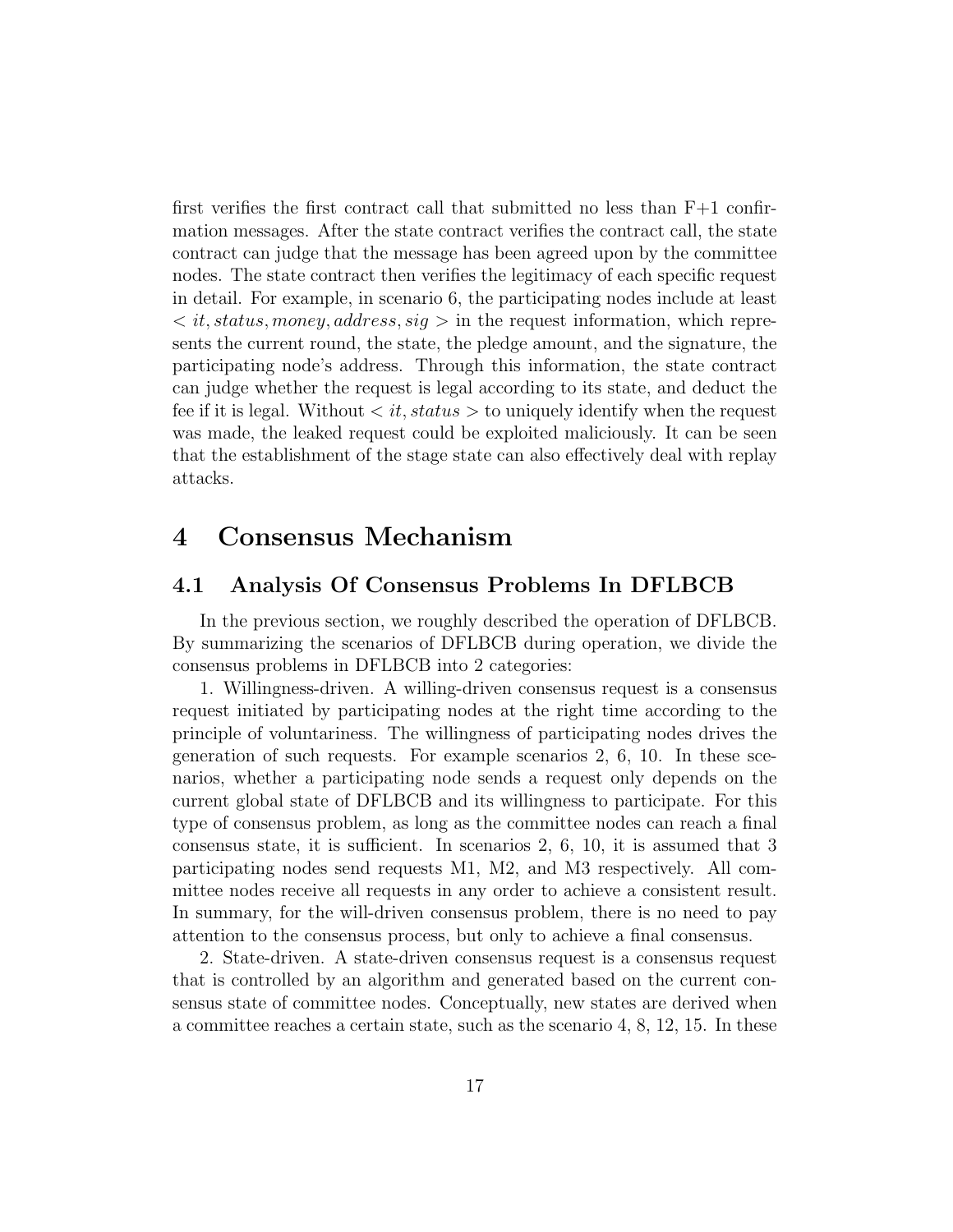first verifies the first contract call that submitted no less than F+1 confirmation messages. After the state contract verifies the contract call, the state contract can judge that the message has been agreed upon by the committee nodes. The state contract then verifies the legitimacy of each specific request in detail. For example, in scenario 6, the participating nodes include at least $< it, status, money, address, sig >$ in the request information, which represents the current round, the state, the pledge amount, and the signature, the participating node's address. Through this information, the state contract can judge whether the request is legal according to its state, and deduct the fee if it is legal. Without $< it, status >$ to uniquely identify when the request was made, the leaked request could be exploited maliciously. It can be seen that the establishment of the stage state can also effectively deal with replay attacks.

# 4 Consensus Mechanism

## 4.1 Analysis Of Consensus Problems In DFLBCB

In the previous section, we roughly described the operation of DFLBCB. By summarizing the scenarios of DFLBCB during operation, we divide the consensus problems in DFLBCB into 2 categories:

1. Willingness-driven. A willing-driven consensus request is a consensus request initiated by participating nodes at the right time according to the principle of voluntariness. The willingness of participating nodes drives the generation of such requests. For example scenarios 2, 6, 10. In these scenarios, whether a participating node sends a request only depends on the current global state of DFLBCB and its willingness to participate. For this type of consensus problem, as long as the committee nodes can reach a final consensus state, it is sufficient. In scenarios 2, 6, 10, it is assumed that 3 participating nodes send requests M1, M2, and M3 respectively. All committee nodes receive all requests in any order to achieve a consistent result. In summary, for the will-driven consensus problem, there is no need to pay attention to the consensus process, but only to achieve a final consensus.

2. State-driven. A state-driven consensus request is a consensus request that is controlled by an algorithm and generated based on the current consensus state of committee nodes. Conceptually, new states are derived when a committee reaches a certain state, such as the scenario 4, 8, 12, 15. In these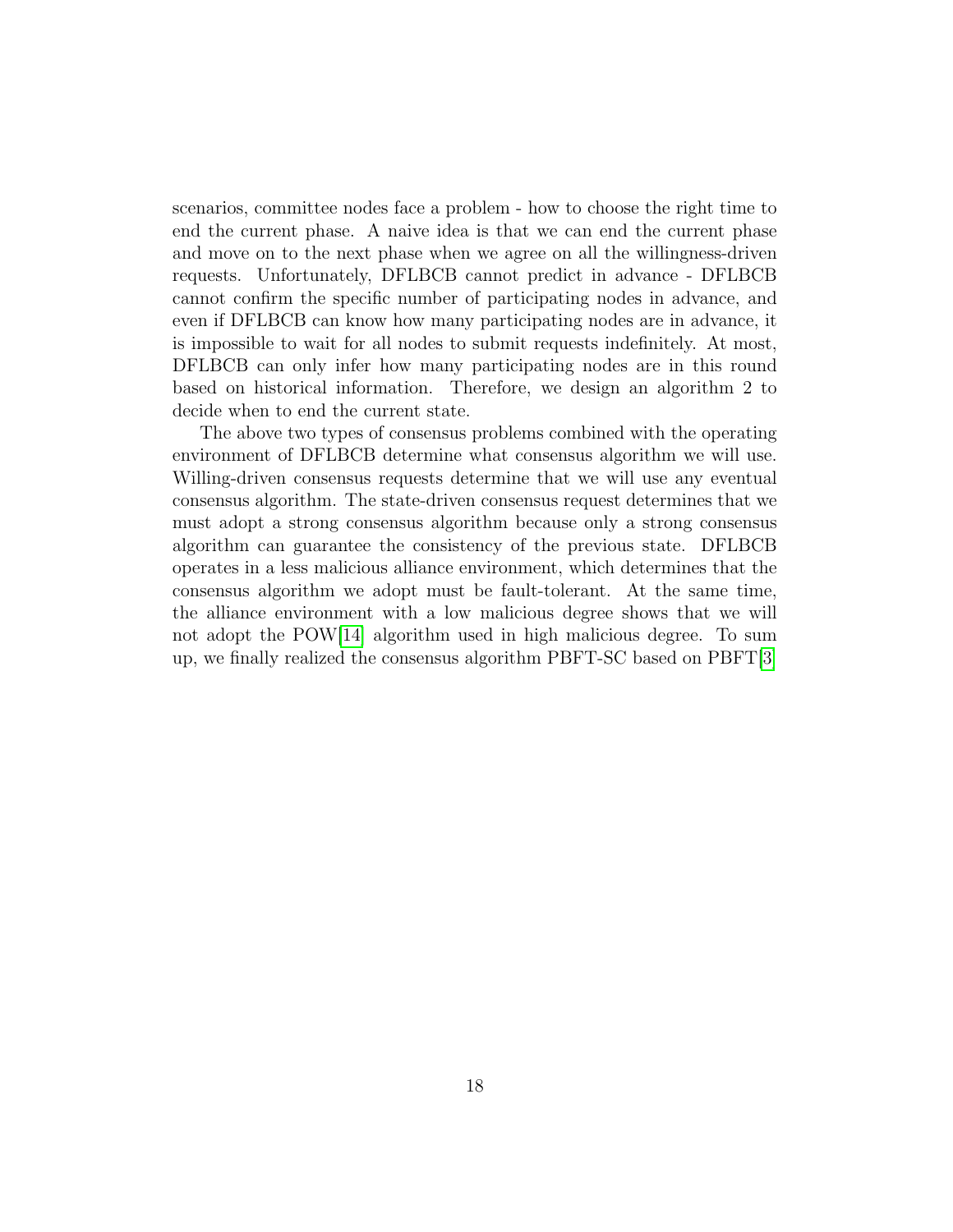scenarios, committee nodes face a problem - how to choose the right time to end the current phase. A naive idea is that we can end the current phase and move on to the next phase when we agree on all the willingness-driven requests. Unfortunately, DFLBCB cannot predict in advance - DFLBCB cannot confirm the specific number of participating nodes in advance, and even if DFLBCB can know how many participating nodes are in advance, it is impossible to wait for all nodes to submit requests indefinitely. At most, DFLBCB can only infer how many participating nodes are in this round based on historical information. Therefore, we design an algorithm 2 to decide when to end the current state.

The above two types of consensus problems combined with the operating environment of DFLBCB determine what consensus algorithm we will use. Willing-driven consensus requests determine that we will use any eventual consensus algorithm. The state-driven consensus request determines that we must adopt a strong consensus algorithm because only a strong consensus algorithm can guarantee the consistency of the previous state. DFLBCB operates in a less malicious alliance environment, which determines that the consensus algorithm we adopt must be fault-tolerant. At the same time, the alliance environment with a low malicious degree shows that we will not adopt the POW[14] algorithm used in high malicious degree. To sum up, we finally realized the consensus algorithm PBFT-SC based on PBFT[3]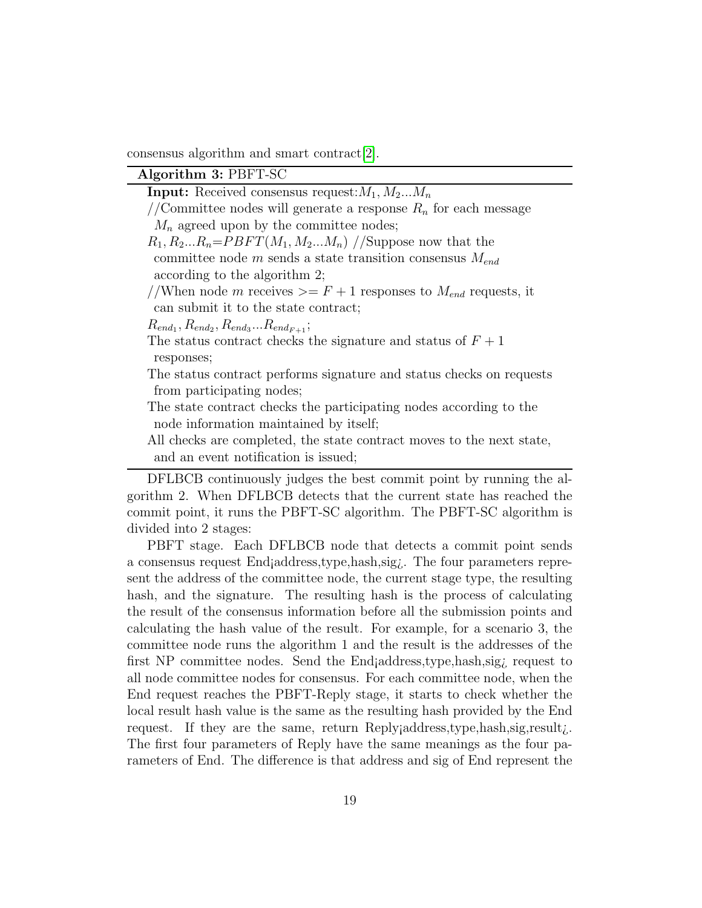consensus algorithm and smart contract[2].

**Algorithm 3:** PBFT-SC

**Input:** Received consensus request:$M_1, M_2...M_n$

//Committee nodes will generate a response $R_n$ for each message $M_n$ agreed upon by the committee nodes;

$R_1, R_2...R_n$=$PBFT(M_1, M_2...M_n)$ //Suppose now that the committee node $m$ sends a state transition consensus $M_{end}$ according to the algorithm 2;

//When node $m$ receives $>= F+1$ responses to $M_{end}$ requests, it can submit it to the state contract;

$R_{end_1}, R_{end_2}, R_{end_3}...R_{end_{F+1}}$;

The status contract checks the signature and status of $F+1$ responses;

The status contract performs signature and status checks on requests from participating nodes;

The state contract checks the participating nodes according to the node information maintained by itself;

All checks are completed, the state contract moves to the next state, and an event notification is issued;

DFLBCB continuously judges the best commit point by running the algorithm 2. When DFLBCB detects that the current state has reached the commit point, it runs the PBFT-SC algorithm. The PBFT-SC algorithm is divided into 2 stages:

PBFT stage. Each DFLBCB node that detects a commit point sends a consensus request End¡address,type,hash,sig¿. The four parameters represent the address of the committee node, the current stage type, the resulting hash, and the signature. The resulting hash is the process of calculating the result of the consensus information before all the submission points and calculating the hash value of the result. For example, for a scenario 3, the committee node runs the algorithm 1 and the result is the addresses of the first NP committee nodes. Send the End¡address,type,hash,sig¿ request to all node committee nodes for consensus. For each committee node, when the End request reaches the PBFT-Reply stage, it starts to check whether the local result hash value is the same as the resulting hash provided by the End request. If they are the same, return Reply¡address,type,hash,sig,result¿. The first four parameters of Reply have the same meanings as the four parameters of End. The difference is that address and sig of End represent the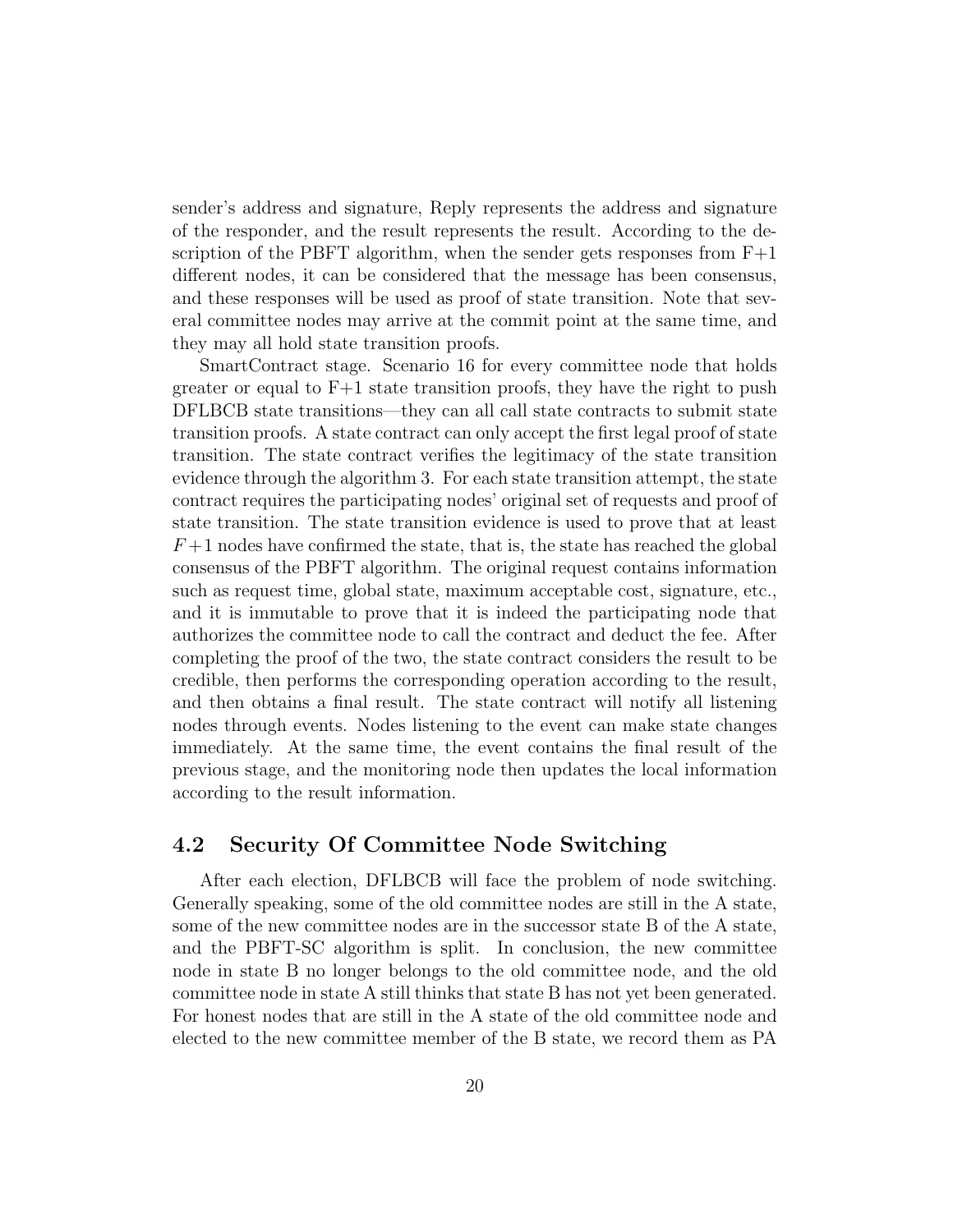sender's address and signature, Reply represents the address and signature of the responder, and the result represents the result. According to the description of the PBFT algorithm, when the sender gets responses from F+1 different nodes, it can be considered that the message has been consensus, and these responses will be used as proof of state transition. Note that several committee nodes may arrive at the commit point at the same time, and they may all hold state transition proofs.

SmartContract stage. Scenario 16 for every committee node that holds greater or equal to F+1 state transition proofs, they have the right to push DFLBCB state transitions—they can all call state contracts to submit state transition proofs. A state contract can only accept the first legal proof of state transition. The state contract verifies the legitimacy of the state transition evidence through the algorithm 3. For each state transition attempt, the state contract requires the participating nodes' original set of requests and proof of state transition. The state transition evidence is used to prove that at least $F+1$ nodes have confirmed the state, that is, the state has reached the global consensus of the PBFT algorithm. The original request contains information such as request time, global state, maximum acceptable cost, signature, etc., and it is immutable to prove that it is indeed the participating node that authorizes the committee node to call the contract and deduct the fee. After completing the proof of the two, the state contract considers the result to be credible, then performs the corresponding operation according to the result, and then obtains a final result. The state contract will notify all listening nodes through events. Nodes listening to the event can make state changes immediately. At the same time, the event contains the final result of the previous stage, and the monitoring node then updates the local information according to the result information.

## 4.2 Security Of Committee Node Switching

After each election, DFLBCB will face the problem of node switching. Generally speaking, some of the old committee nodes are still in the A state, some of the new committee nodes are in the successor state B of the A state, and the PBFT-SC algorithm is split. In conclusion, the new committee node in state B no longer belongs to the old committee node, and the old committee node in state A still thinks that state B has not yet been generated. For honest nodes that are still in the A state of the old committee node and elected to the new committee member of the B state, we record them as PA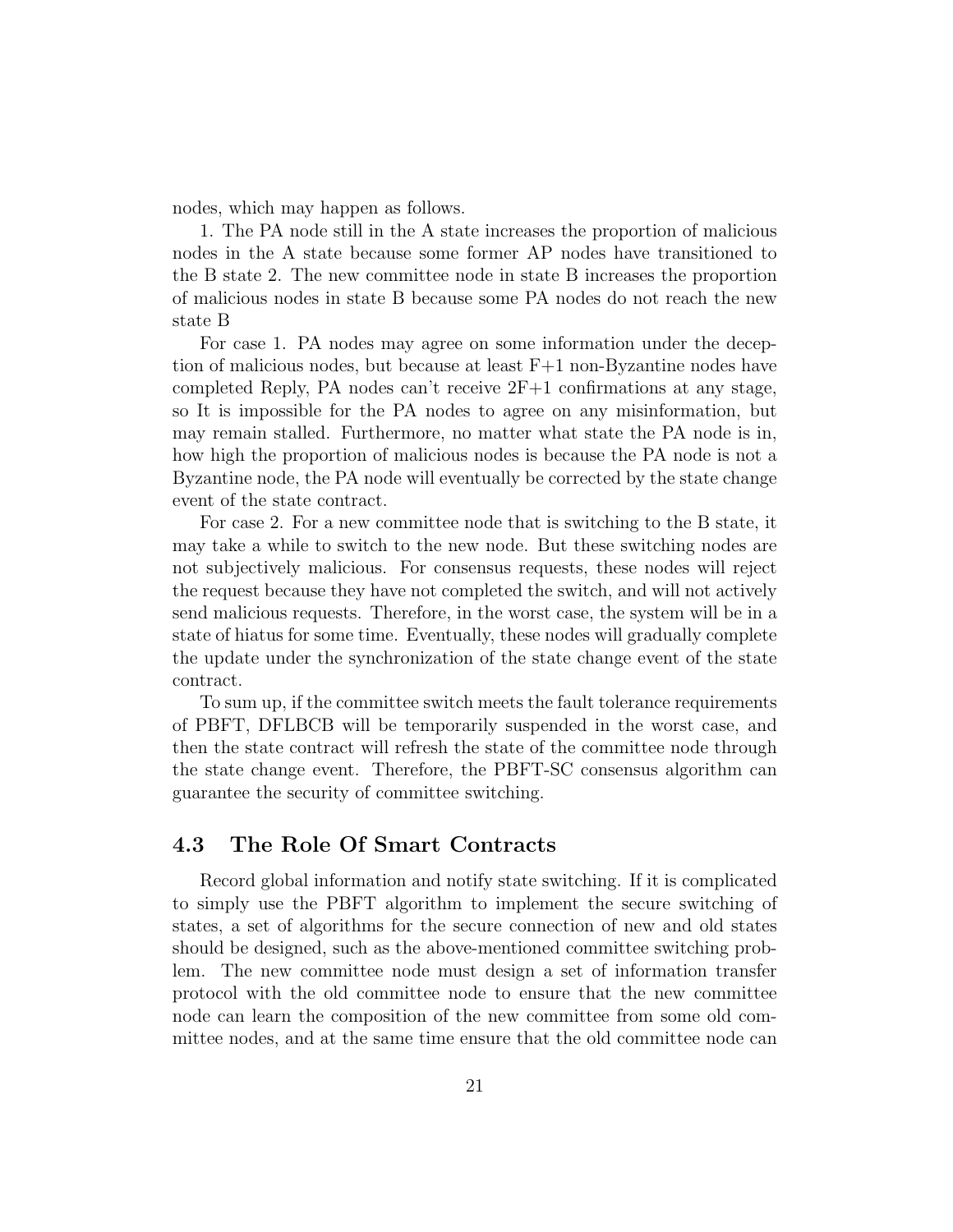nodes, which may happen as follows.

1. The PA node still in the A state increases the proportion of malicious nodes in the A state because some former AP nodes have transitioned to the B state 2. The new committee node in state B increases the proportion of malicious nodes in state B because some PA nodes do not reach the new state B

For case 1. PA nodes may agree on some information under the deception of malicious nodes, but because at least F+1 non-Byzantine nodes have completed Reply, PA nodes can't receive 2F+1 confirmations at any stage, so It is impossible for the PA nodes to agree on any misinformation, but may remain stalled. Furthermore, no matter what state the PA node is in, how high the proportion of malicious nodes is because the PA node is not a Byzantine node, the PA node will eventually be corrected by the state change event of the state contract.

For case 2. For a new committee node that is switching to the B state, it may take a while to switch to the new node. But these switching nodes are not subjectively malicious. For consensus requests, these nodes will reject the request because they have not completed the switch, and will not actively send malicious requests. Therefore, in the worst case, the system will be in a state of hiatus for some time. Eventually, these nodes will gradually complete the update under the synchronization of the state change event of the state contract.

To sum up, if the committee switch meets the fault tolerance requirements of PBFT, DFLBCB will be temporarily suspended in the worst case, and then the state contract will refresh the state of the committee node through the state change event. Therefore, the PBFT-SC consensus algorithm can guarantee the security of committee switching.

## 4.3 The Role Of Smart Contracts

Record global information and notify state switching. If it is complicated to simply use the PBFT algorithm to implement the secure switching of states, a set of algorithms for the secure connection of new and old states should be designed, such as the above-mentioned committee switching problem. The new committee node must design a set of information transfer protocol with the old committee node to ensure that the new committee node can learn the composition of the new committee from some old committee nodes, and at the same time ensure that the old committee node can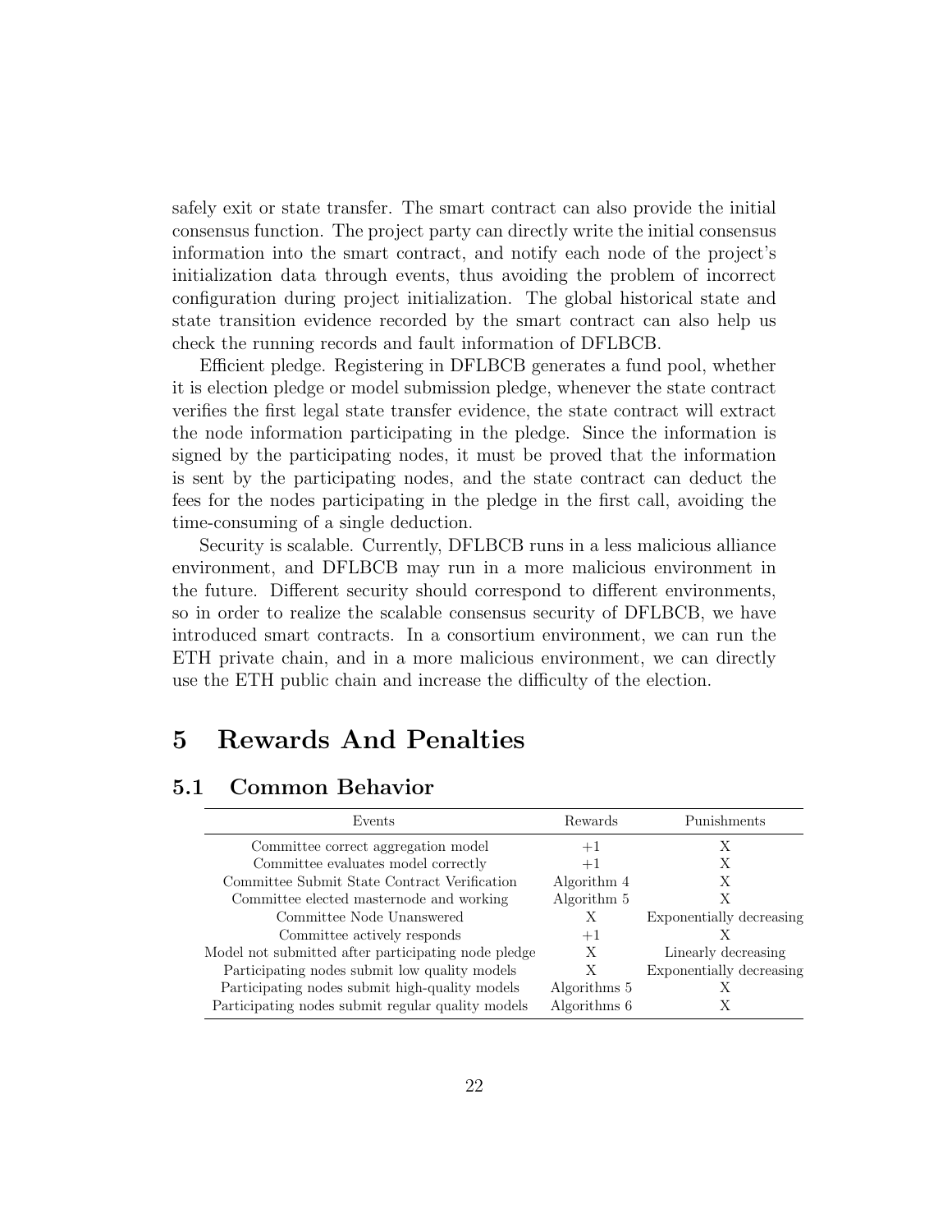safely exit or state transfer. The smart contract can also provide the initial consensus function. The project party can directly write the initial consensus information into the smart contract, and notify each node of the project's initialization data through events, thus avoiding the problem of incorrect configuration during project initialization. The global historical state and state transition evidence recorded by the smart contract can also help us check the running records and fault information of DFLBCB.

Efficient pledge. Registering in DFLBCB generates a fund pool, whether it is election pledge or model submission pledge, whenever the state contract verifies the first legal state transfer evidence, the state contract will extract the node information participating in the pledge. Since the information is signed by the participating nodes, it must be proved that the information is sent by the participating nodes, and the state contract can deduct the fees for the nodes participating in the pledge in the first call, avoiding the time-consuming of a single deduction.

Security is scalable. Currently, DFLBCB runs in a less malicious alliance environment, and DFLBCB may run in a more malicious environment in the future. Different security should correspond to different environments, so in order to realize the scalable consensus security of DFLBCB, we have introduced smart contracts. In a consortium environment, we can run the ETH private chain, and in a more malicious environment, we can directly use the ETH public chain and increase the difficulty of the election.

# 5 Rewards And Penalties

## 5.1 Common Behavior

| Events | Rewards | Punishments |
|---|---|---|
| Committee correct aggregation model | +1 | X |
| Committee evaluates model correctly | +1 | X |
| Committee Submit State Contract Verification | Algorithm 4 | X |
| Committee elected masternode and working | Algorithm 5 | X |
| Committee Node Unanswered | X | Exponentially decreasing |
| Committee actively responds | +1 | X |
| Model not submitted after participating node pledge | X | Linearly decreasing |
| Participating nodes submit low quality models | X | Exponentially decreasing |
| Participating nodes submit high-quality models | Algorithms 5 | X |
| Participating nodes submit regular quality models | Algorithms 6 | X |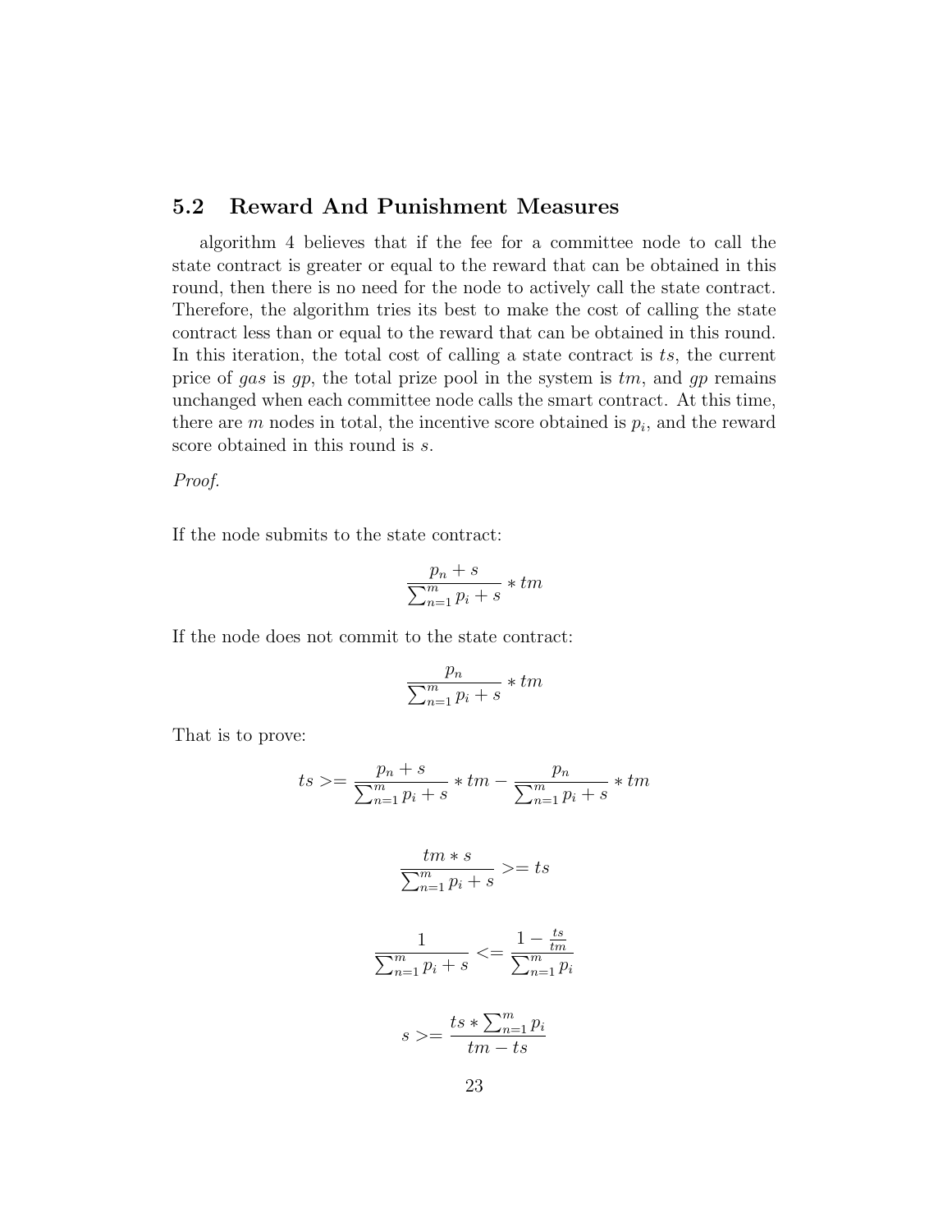## 5.2 Reward And Punishment Measures

algorithm 4 believes that if the fee for a committee node to call the state contract is greater or equal to the reward that can be obtained in this round, then there is no need for the node to actively call the state contract. Therefore, the algorithm tries its best to make the cost of calling the state contract less than or equal to the reward that can be obtained in this round. In this iteration, the total cost of calling a state contract is $ts$, the current price of $gas$ is $gp$, the total prize pool in the system is $tm$, and $gp$ remains unchanged when each committee node calls the smart contract. At this time, there are $m$ nodes in total, the incentive score obtained is $p_i$, and the reward score obtained in this round is $s$.

*Proof.*

If the node submits to the state contract:

$$\frac{p_n + s}{\sum_{n=1}^{m} p_i + s} * tm$$

If the node does not commit to the state contract:

$$\frac{p_n}{\sum_{n=1}^{m} p_i + s} * tm$$

That is to prove:

$$ts >= \frac{p_n + s}{\sum_{n=1}^{m} p_i + s} * tm - \frac{p_n}{\sum_{n=1}^{m} p_i + s} * tm$$

$$\frac{tm * s}{\sum_{n=1}^{m} p_i + s} >= ts$$

$$\frac{1}{\sum_{n=1}^{m} p_i + s} <= \frac{1 - \frac{ts}{tm}}{\sum_{n=1}^{m} p_i}$$

$$s >= \frac{ts * \sum_{n=1}^{m} p_i}{tm - ts}$$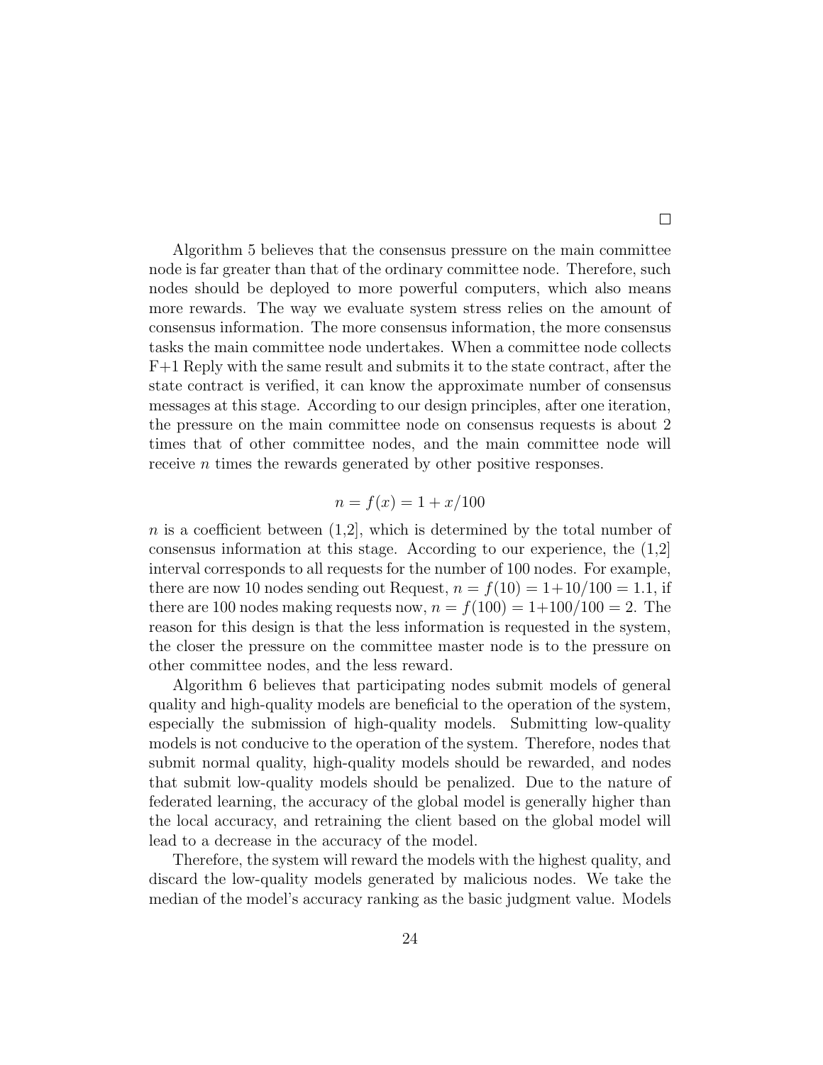□

Algorithm 5 believes that the consensus pressure on the main committee node is far greater than that of the ordinary committee node. Therefore, such nodes should be deployed to more powerful computers, which also means more rewards. The way we evaluate system stress relies on the amount of consensus information. The more consensus information, the more consensus tasks the main committee node undertakes. When a committee node collects F+1 Reply with the same result and submits it to the state contract, after the state contract is verified, it can know the approximate number of consensus messages at this stage. According to our design principles, after one iteration, the pressure on the main committee node on consensus requests is about 2 times that of other committee nodes, and the main committee node will receive $n$ times the rewards generated by other positive responses.

$$n = f(x) = 1 + x/100$$

$n$ is a coefficient between (1,2], which is determined by the total number of consensus information at this stage. According to our experience, the (1,2] interval corresponds to all requests for the number of 100 nodes. For example, there are now 10 nodes sending out Request, $n = f(10) = 1 + 10/100 = 1.1$, if there are 100 nodes making requests now, $n = f(100) = 1 + 100/100 = 2$. The reason for this design is that the less information is requested in the system, the closer the pressure on the committee master node is to the pressure on other committee nodes, and the less reward.

Algorithm 6 believes that participating nodes submit models of general quality and high-quality models are beneficial to the operation of the system, especially the submission of high-quality models. Submitting low-quality models is not conducive to the operation of the system. Therefore, nodes that submit normal quality, high-quality models should be rewarded, and nodes that submit low-quality models should be penalized. Due to the nature of federated learning, the accuracy of the global model is generally higher than the local accuracy, and retraining the client based on the global model will lead to a decrease in the accuracy of the model.

Therefore, the system will reward the models with the highest quality, and discard the low-quality models generated by malicious nodes. We take the median of the model's accuracy ranking as the basic judgment value. Models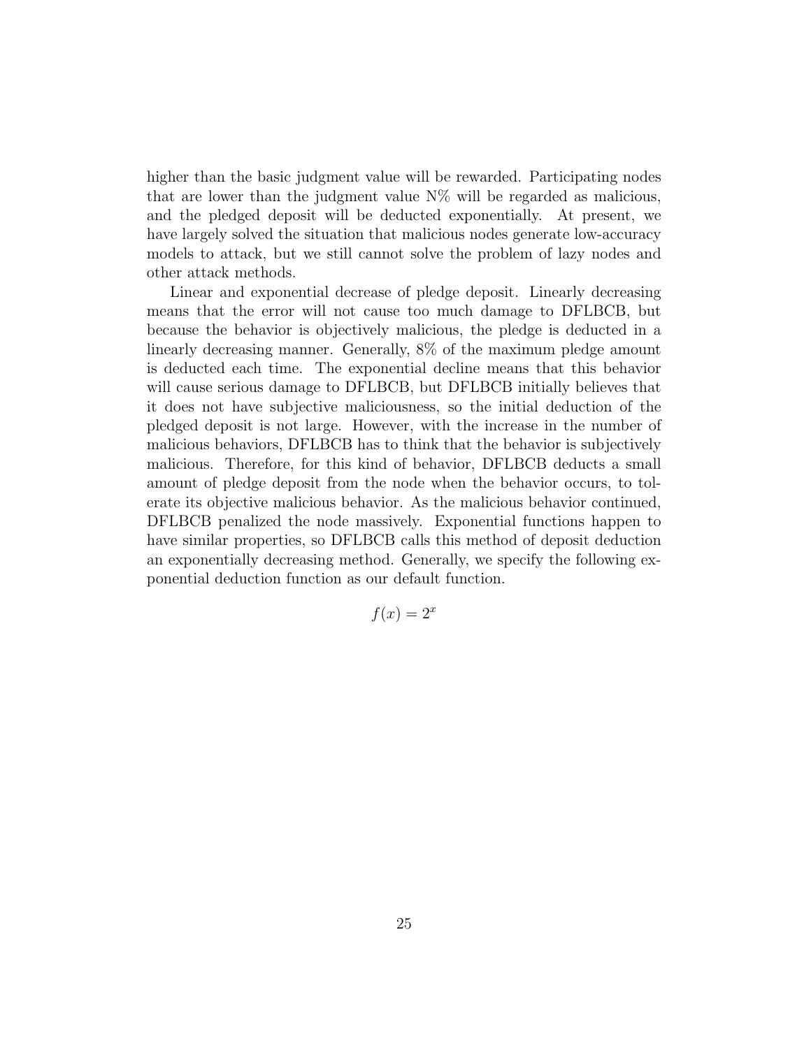higher than the basic judgment value will be rewarded. Participating nodes that are lower than the judgment value N% will be regarded as malicious, and the pledged deposit will be deducted exponentially. At present, we have largely solved the situation that malicious nodes generate low-accuracy models to attack, but we still cannot solve the problem of lazy nodes and other attack methods.

Linear and exponential decrease of pledge deposit. Linearly decreasing means that the error will not cause too much damage to DFLBCB, but because the behavior is objectively malicious, the pledge is deducted in a linearly decreasing manner. Generally, 8% of the maximum pledge amount is deducted each time. The exponential decline means that this behavior will cause serious damage to DFLBCB, but DFLBCB initially believes that it does not have subjective maliciousness, so the initial deduction of the pledged deposit is not large. However, with the increase in the number of malicious behaviors, DFLBCB has to think that the behavior is subjectively malicious. Therefore, for this kind of behavior, DFLBCB deducts a small amount of pledge deposit from the node when the behavior occurs, to tolerate its objective malicious behavior. As the malicious behavior continued, DFLBCB penalized the node massively. Exponential functions happen to have similar properties, so DFLBCB calls this method of deposit deduction an exponentially decreasing method. Generally, we specify the following exponential deduction function as our default function.

$$f(x) = 2^x$$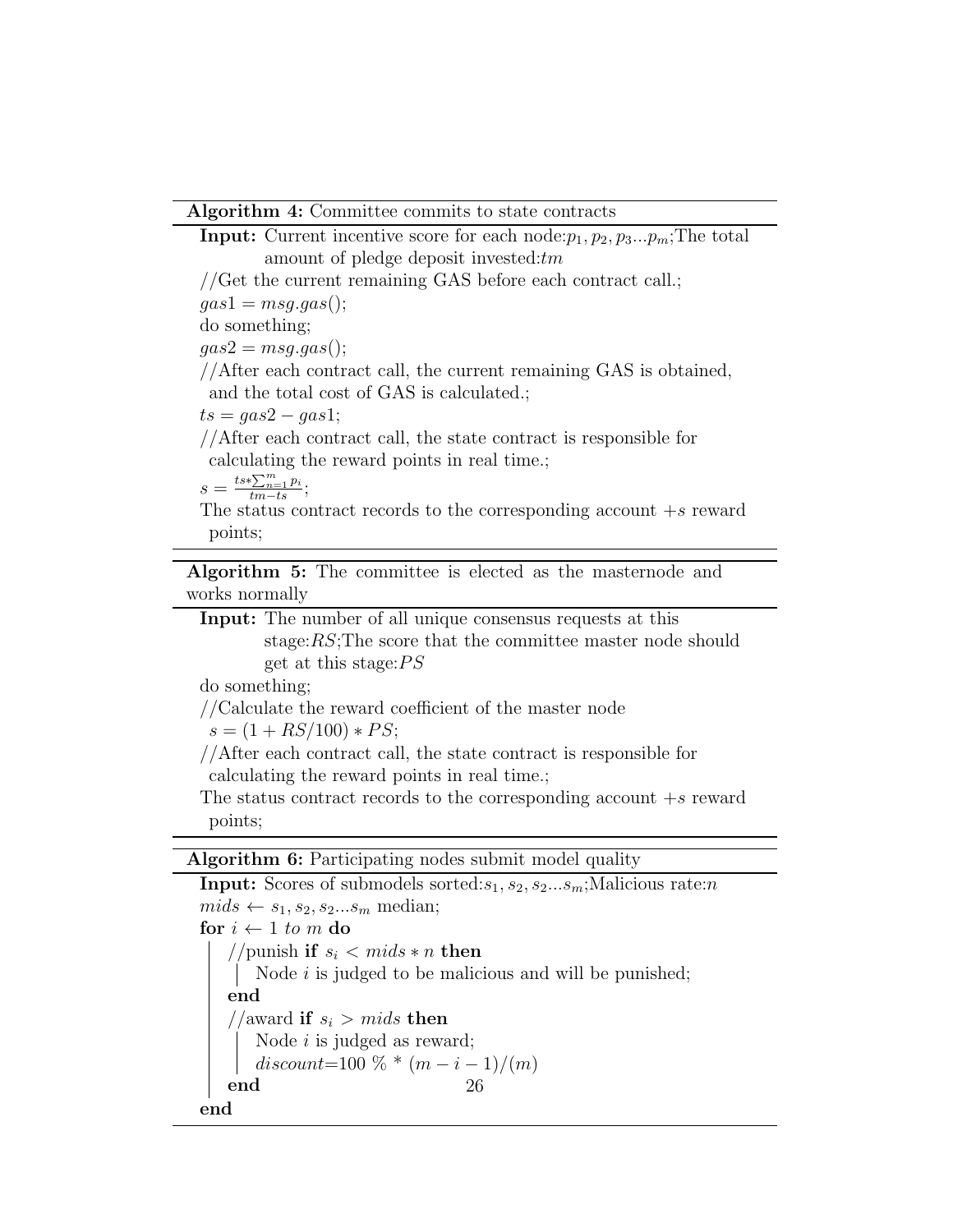**Algorithm 4:** Committee commits to state contracts

**Input:** Current incentive score for each node:$p_1, p_2, p_3...p_m$;The total amount of pledge deposit invested:$tm$

//Get the current remaining GAS before each contract call.;

$gas1 = msg.gas()$;

do something;

$gas2 = msg.gas()$;

//After each contract call, the current remaining GAS is obtained, and the total cost of GAS is calculated.;

$ts = gas2 - gas1$;

//After each contract call, the state contract is responsible for calculating the reward points in real time.;

$s = \frac{ts * \sum_{n=1}^{m} p_i}{tm - ts}$;

The status contract records to the corresponding account $+s$ reward points;

---

**Algorithm 5:** The committee is elected as the masternode and works normally

**Input:** The number of all unique consensus requests at this stage:$RS$;The score that the committee master node should get at this stage:$PS$

do something;

//Calculate the reward coefficient of the master node

$s = (1 + RS/100) * PS$;

//After each contract call, the state contract is responsible for calculating the reward points in real time.;

The status contract records to the corresponding account $+s$ reward points;

---

**Algorithm 6:** Participating nodes submit model quality

**Input:** Scores of submodels sorted:$s_1, s_2, s_2...s_m$;Malicious rate:$n$

$mids \leftarrow s_1, s_2, s_2...s_m$ median;

**for** $i \leftarrow 1$ *to* $m$ **do**

    //punish **if** $s_i < mids * n$ **then**

        Node $i$ is judged to be malicious and will be punished;

    **end**

    //award **if** $s_i > mids$ **then**

        Node $i$ is judged as reward;

        *discount*=100 % * $(m - i - 1)/(m)$

    **end**

**end**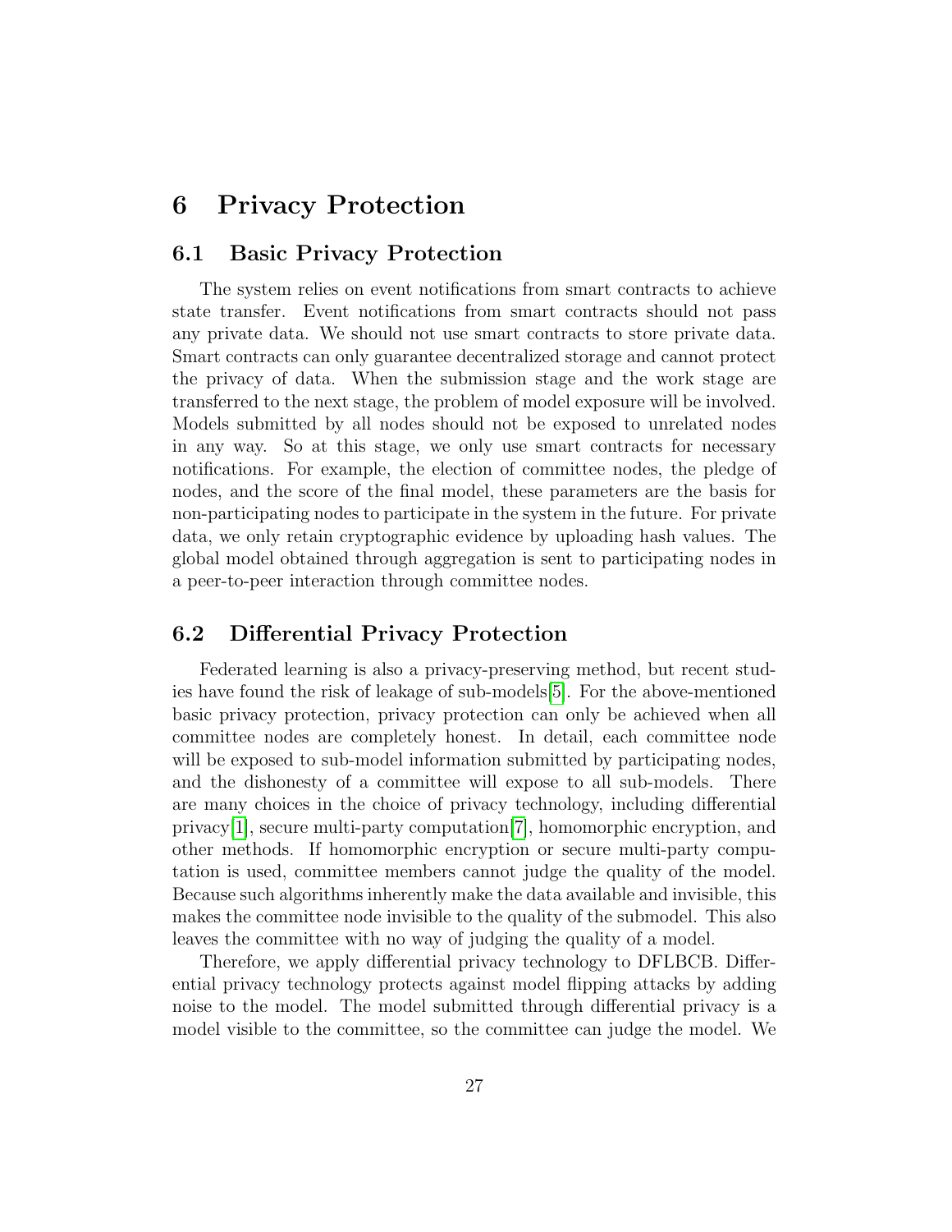# 6 Privacy Protection

## 6.1 Basic Privacy Protection

The system relies on event notifications from smart contracts to achieve state transfer. Event notifications from smart contracts should not pass any private data. We should not use smart contracts to store private data. Smart contracts can only guarantee decentralized storage and cannot protect the privacy of data. When the submission stage and the work stage are transferred to the next stage, the problem of model exposure will be involved. Models submitted by all nodes should not be exposed to unrelated nodes in any way. So at this stage, we only use smart contracts for necessary notifications. For example, the election of committee nodes, the pledge of nodes, and the score of the final model, these parameters are the basis for non-participating nodes to participate in the system in the future. For private data, we only retain cryptographic evidence by uploading hash values. The global model obtained through aggregation is sent to participating nodes in a peer-to-peer interaction through committee nodes.

## 6.2 Differential Privacy Protection

Federated learning is also a privacy-preserving method, but recent studies have found the risk of leakage of sub-models[5]. For the above-mentioned basic privacy protection, privacy protection can only be achieved when all committee nodes are completely honest. In detail, each committee node will be exposed to sub-model information submitted by participating nodes, and the dishonesty of a committee will expose to all sub-models. There are many choices in the choice of privacy technology, including differential privacy[1], secure multi-party computation[7], homomorphic encryption, and other methods. If homomorphic encryption or secure multi-party computation is used, committee members cannot judge the quality of the model. Because such algorithms inherently make the data available and invisible, this makes the committee node invisible to the quality of the submodel. This also leaves the committee with no way of judging the quality of a model.

Therefore, we apply differential privacy technology to DFLBCB. Differential privacy technology protects against model flipping attacks by adding noise to the model. The model submitted through differential privacy is a model visible to the committee, so the committee can judge the model. We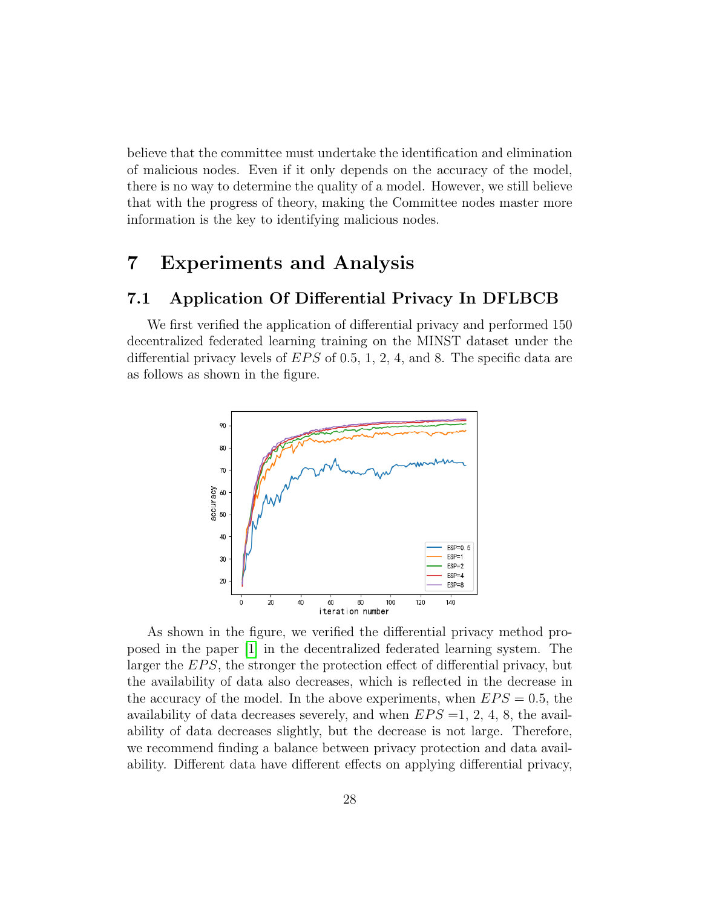believe that the committee must undertake the identification and elimination of malicious nodes. Even if it only depends on the accuracy of the model, there is no way to determine the quality of a model. However, we still believe that with the progress of theory, making the Committee nodes master more information is the key to identifying malicious nodes.

# 7 Experiments and Analysis

## 7.1 Application Of Differential Privacy In DFLBCB

We first verified the application of differential privacy and performed 150 decentralized federated learning training on the MINST dataset under the differential privacy levels of $EPS$ of 0.5, 1, 2, 4, and 8. The specific data are as follows as shown in the figure.

As shown in the figure, we verified the differential privacy method proposed in the paper [1] in the decentralized federated learning system. The larger the $EPS$, the stronger the protection effect of differential privacy, but the availability of data also decreases, which is reflected in the decrease in the accuracy of the model. In the above experiments, when $EPS = 0.5$, the availability of data decreases severely, and when $EPS$ =1, 2, 4, 8, the availability of data decreases slightly, but the decrease is not large. Therefore, we recommend finding a balance between privacy protection and data availability. Different data have different effects on applying differential privacy,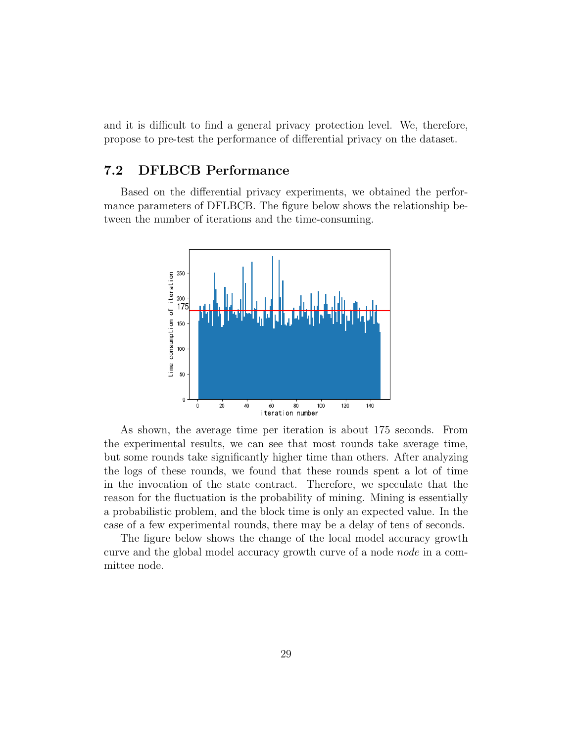and it is difficult to find a general privacy protection level. We, therefore, propose to pre-test the performance of differential privacy on the dataset.

## 7.2 DFLBCB Performance

Based on the differential privacy experiments, we obtained the performance parameters of DFLBCB. The figure below shows the relationship between the number of iterations and the time-consuming.

As shown, the average time per iteration is about 175 seconds. From the experimental results, we can see that most rounds take average time, but some rounds take significantly higher time than others. After analyzing the logs of these rounds, we found that these rounds spent a lot of time in the invocation of the state contract. Therefore, we speculate that the reason for the fluctuation is the probability of mining. Mining is essentially a probabilistic problem, and the block time is only an expected value. In the case of a few experimental rounds, there may be a delay of tens of seconds.

The figure below shows the change of the local model accuracy growth curve and the global model accuracy growth curve of a node *node* in a committee node.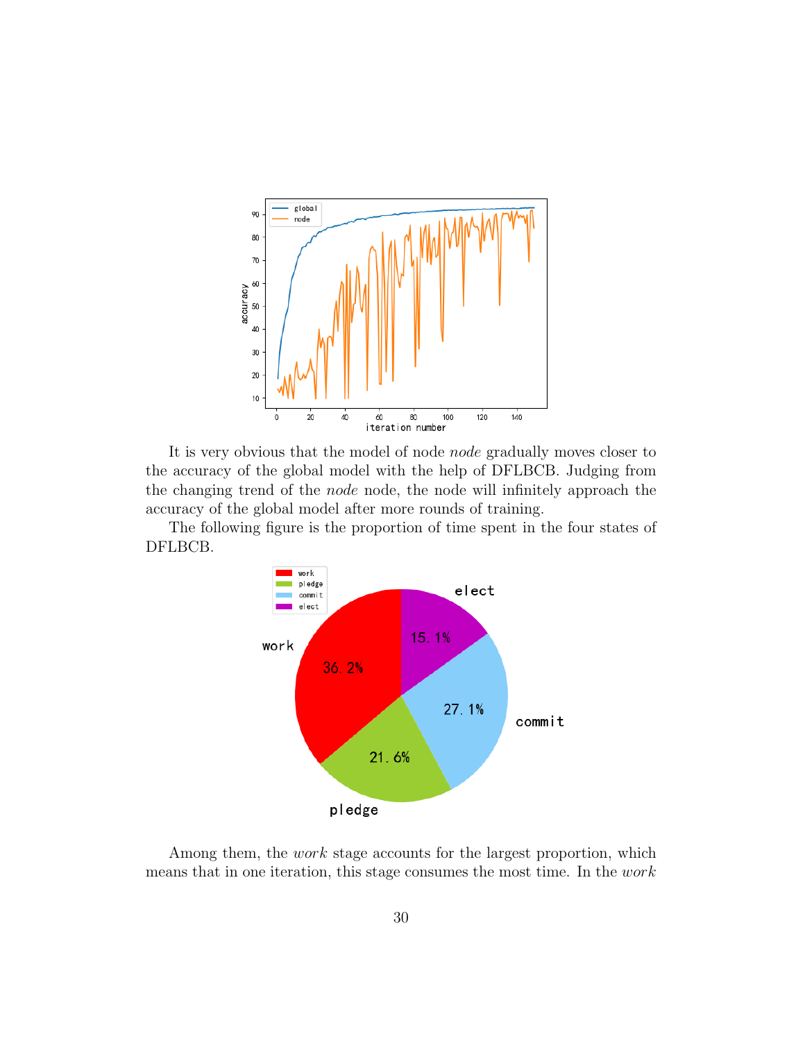It is very obvious that the model of node *node* gradually moves closer to the accuracy of the global model with the help of DFLBCB. Judging from the changing trend of the *node* node, the node will infinitely approach the accuracy of the global model after more rounds of training.

The following figure is the proportion of time spent in the four states of DFLBCB.

Among them, the *work* stage accounts for the largest proportion, which means that in one iteration, this stage consumes the most time. In the *work*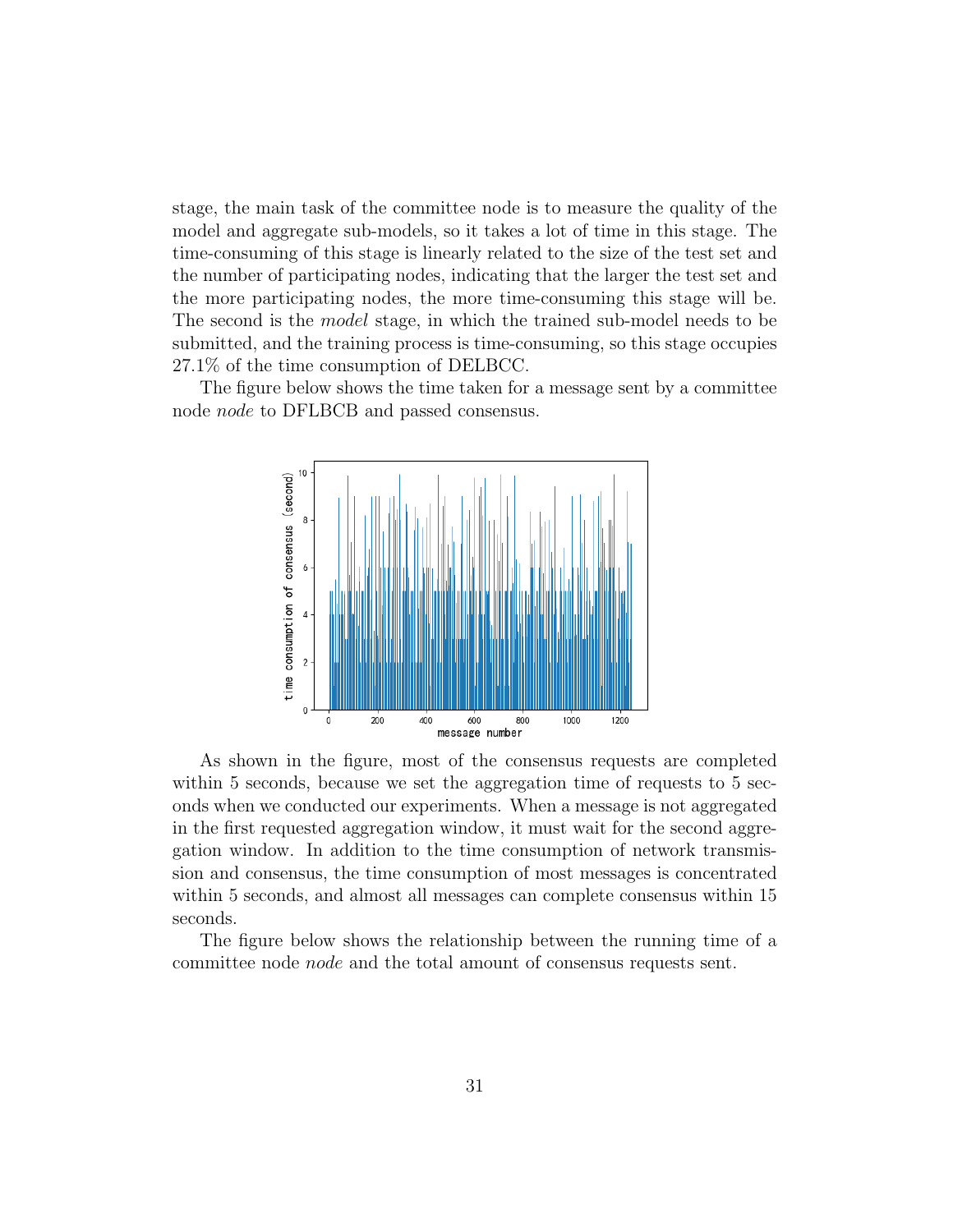stage, the main task of the committee node is to measure the quality of the model and aggregate sub-models, so it takes a lot of time in this stage. The time-consuming of this stage is linearly related to the size of the test set and the number of participating nodes, indicating that the larger the test set and the more participating nodes, the more time-consuming this stage will be. The second is the *model* stage, in which the trained sub-model needs to be submitted, and the training process is time-consuming, so this stage occupies 27.1% of the time consumption of DELBCC.

The figure below shows the time taken for a message sent by a committee node *node* to DFLBCB and passed consensus.

As shown in the figure, most of the consensus requests are completed within 5 seconds, because we set the aggregation time of requests to 5 seconds when we conducted our experiments. When a message is not aggregated in the first requested aggregation window, it must wait for the second aggregation window. In addition to the time consumption of network transmission and consensus, the time consumption of most messages is concentrated within 5 seconds, and almost all messages can complete consensus within 15 seconds.

The figure below shows the relationship between the running time of a committee node *node* and the total amount of consensus requests sent.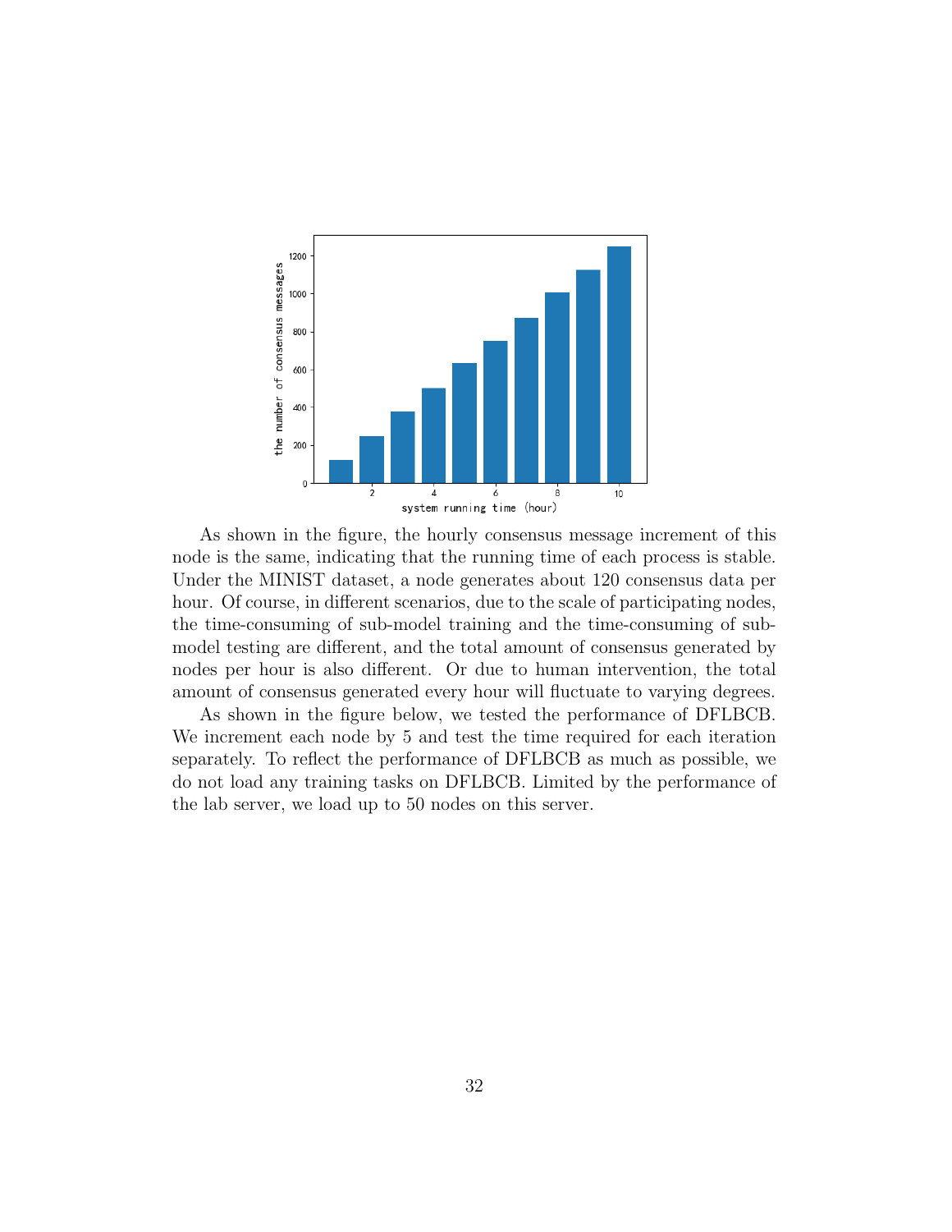As shown in the figure, the hourly consensus message increment of this node is the same, indicating that the running time of each process is stable. Under the MINIST dataset, a node generates about 120 consensus data per hour. Of course, in different scenarios, due to the scale of participating nodes, the time-consuming of sub-model training and the time-consuming of sub-model testing are different, and the total amount of consensus generated by nodes per hour is also different. Or due to human intervention, the total amount of consensus generated every hour will fluctuate to varying degrees.

As shown in the figure below, we tested the performance of DFLBCB. We increment each node by 5 and test the time required for each iteration separately. To reflect the performance of DFLBCB as much as possible, we do not load any training tasks on DFLBCB. Limited by the performance of the lab server, we load up to 50 nodes on this server.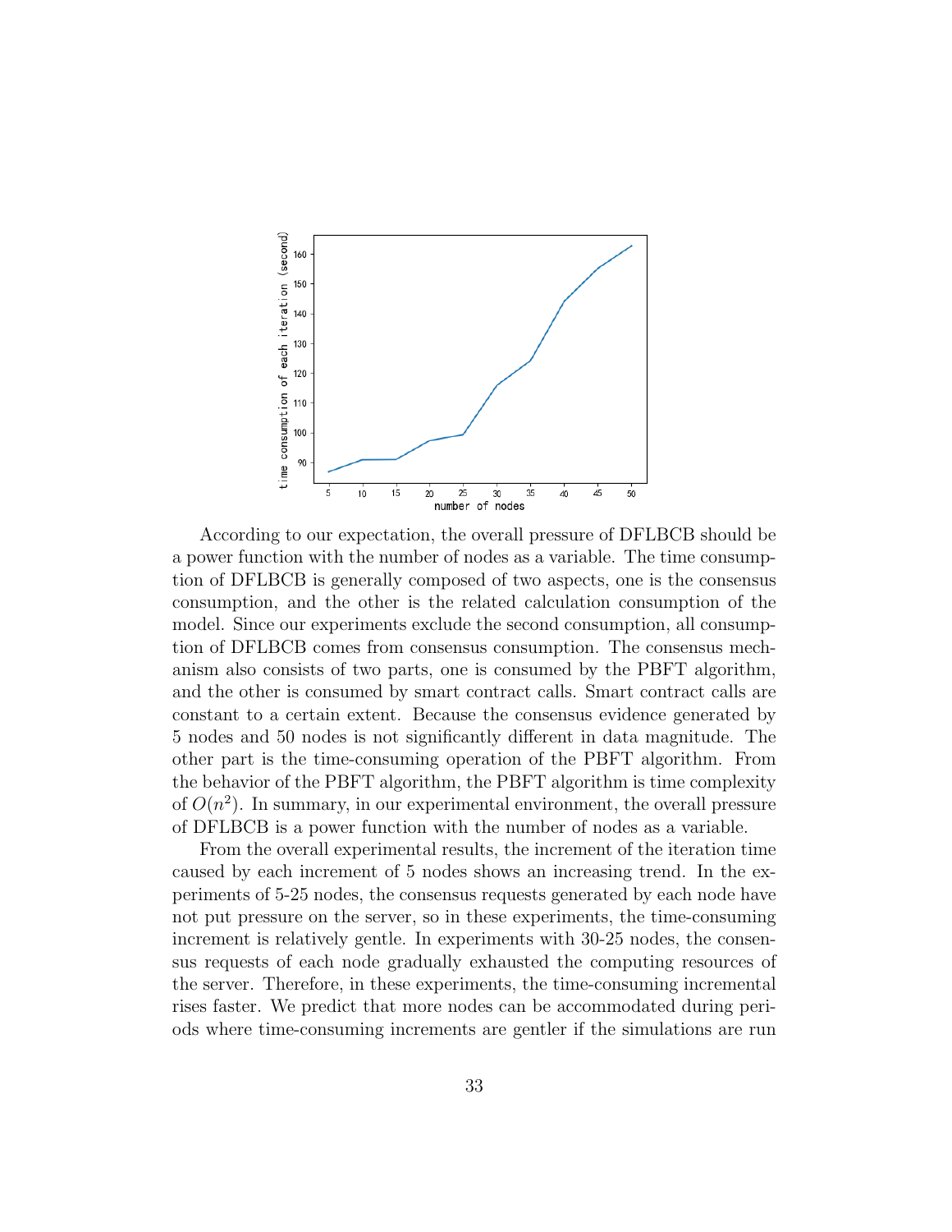According to our expectation, the overall pressure of DFLBCB should be a power function with the number of nodes as a variable. The time consumption of DFLBCB is generally composed of two aspects, one is the consensus consumption, and the other is the related calculation consumption of the model. Since our experiments exclude the second consumption, all consumption of DFLBCB comes from consensus consumption. The consensus mechanism also consists of two parts, one is consumed by the PBFT algorithm, and the other is consumed by smart contract calls. Smart contract calls are constant to a certain extent. Because the consensus evidence generated by 5 nodes and 50 nodes is not significantly different in data magnitude. The other part is the time-consuming operation of the PBFT algorithm. From the behavior of the PBFT algorithm, the PBFT algorithm is time complexity of $O(n^2)$. In summary, in our experimental environment, the overall pressure of DFLBCB is a power function with the number of nodes as a variable.

From the overall experimental results, the increment of the iteration time caused by each increment of 5 nodes shows an increasing trend. In the experiments of 5-25 nodes, the consensus requests generated by each node have not put pressure on the server, so in these experiments, the time-consuming increment is relatively gentle. In experiments with 30-25 nodes, the consensus requests of each node gradually exhausted the computing resources of the server. Therefore, in these experiments, the time-consuming incremental rises faster. We predict that more nodes can be accommodated during periods where time-consuming increments are gentler if the simulations are run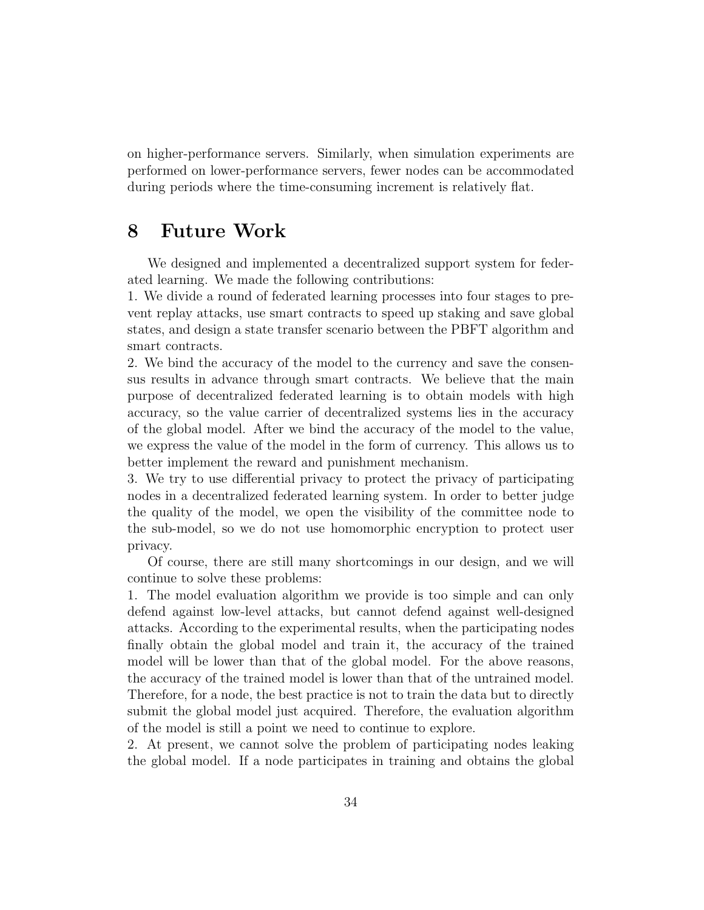on higher-performance servers. Similarly, when simulation experiments are performed on lower-performance servers, fewer nodes can be accommodated during periods where the time-consuming increment is relatively flat.

# 8 Future Work

We designed and implemented a decentralized support system for federated learning. We made the following contributions:

1. We divide a round of federated learning processes into four stages to prevent replay attacks, use smart contracts to speed up staking and save global states, and design a state transfer scenario between the PBFT algorithm and smart contracts.
2. We bind the accuracy of the model to the currency and save the consensus results in advance through smart contracts. We believe that the main purpose of decentralized federated learning is to obtain models with high accuracy, so the value carrier of decentralized systems lies in the accuracy of the global model. After we bind the accuracy of the model to the value, we express the value of the model in the form of currency. This allows us to better implement the reward and punishment mechanism.
3. We try to use differential privacy to protect the privacy of participating nodes in a decentralized federated learning system. In order to better judge the quality of the model, we open the visibility of the committee node to the sub-model, so we do not use homomorphic encryption to protect user privacy.

Of course, there are still many shortcomings in our design, and we will continue to solve these problems:

1. The model evaluation algorithm we provide is too simple and can only defend against low-level attacks, but cannot defend against well-designed attacks. According to the experimental results, when the participating nodes finally obtain the global model and train it, the accuracy of the trained model will be lower than that of the global model. For the above reasons, the accuracy of the trained model is lower than that of the untrained model. Therefore, for a node, the best practice is not to train the data but to directly submit the global model just acquired. Therefore, the evaluation algorithm of the model is still a point we need to continue to explore.
2. At present, we cannot solve the problem of participating nodes leaking the global model. If a node participates in training and obtains the global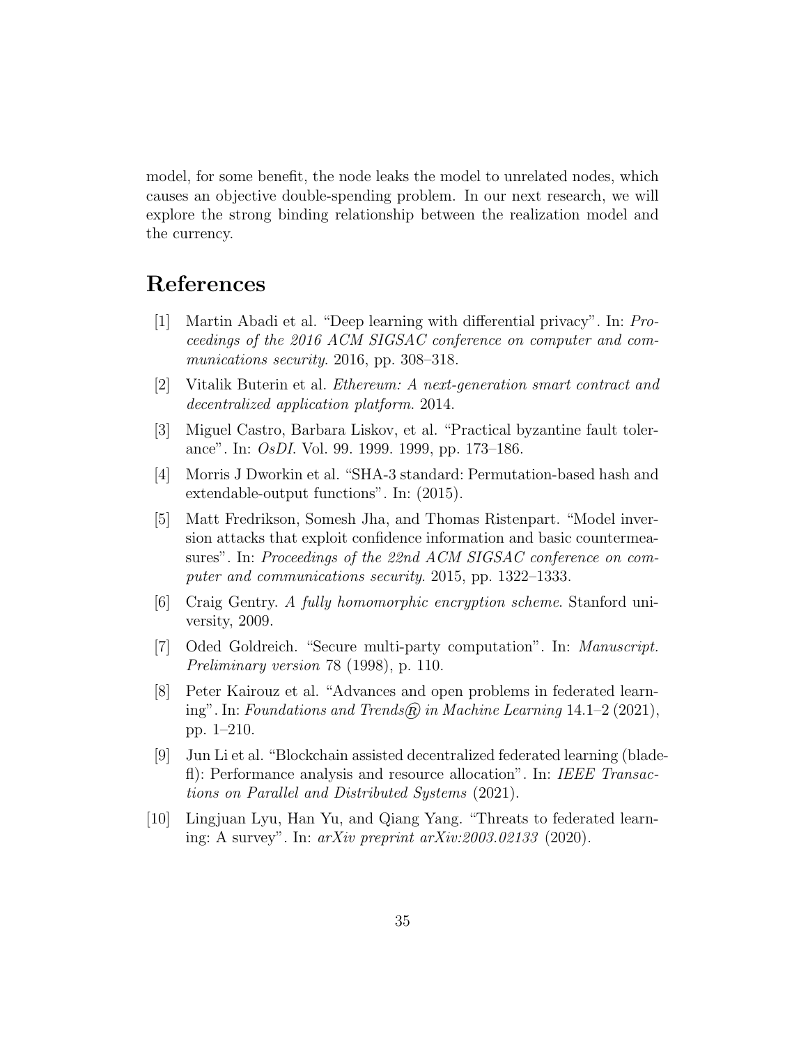model, for some benefit, the node leaks the model to unrelated nodes, which causes an objective double-spending problem. In our next research, we will explore the strong binding relationship between the realization model and the currency.

# References

[1] Martin Abadi et al. "Deep learning with differential privacy". In: *Proceedings of the 2016 ACM SIGSAC conference on computer and communications security*. 2016, pp. 308–318.

[2] Vitalik Buterin et al. *Ethereum: A next-generation smart contract and decentralized application platform*. 2014.

[3] Miguel Castro, Barbara Liskov, et al. "Practical byzantine fault tolerance". In: *OsDI*. Vol. 99. 1999. 1999, pp. 173–186.

[4] Morris J Dworkin et al. "SHA-3 standard: Permutation-based hash and extendable-output functions". In: (2015).

[5] Matt Fredrikson, Somesh Jha, and Thomas Ristenpart. "Model inversion attacks that exploit confidence information and basic countermeasures". In: *Proceedings of the 22nd ACM SIGSAC conference on computer and communications security*. 2015, pp. 1322–1333.

[6] Craig Gentry. *A fully homomorphic encryption scheme*. Stanford university, 2009.

[7] Oded Goldreich. "Secure multi-party computation". In: *Manuscript. Preliminary version* 78 (1998), p. 110.

[8] Peter Kairouz et al. "Advances and open problems in federated learning". In: *Foundations and Trends® in Machine Learning* 14.1–2 (2021), pp. 1–210.

[9] Jun Li et al. "Blockchain assisted decentralized federated learning (blade-fl): Performance analysis and resource allocation". In: *IEEE Transactions on Parallel and Distributed Systems* (2021).

[10] Lingjuan Lyu, Han Yu, and Qiang Yang. "Threats to federated learning: A survey". In: *arXiv preprint arXiv:2003.02133* (2020).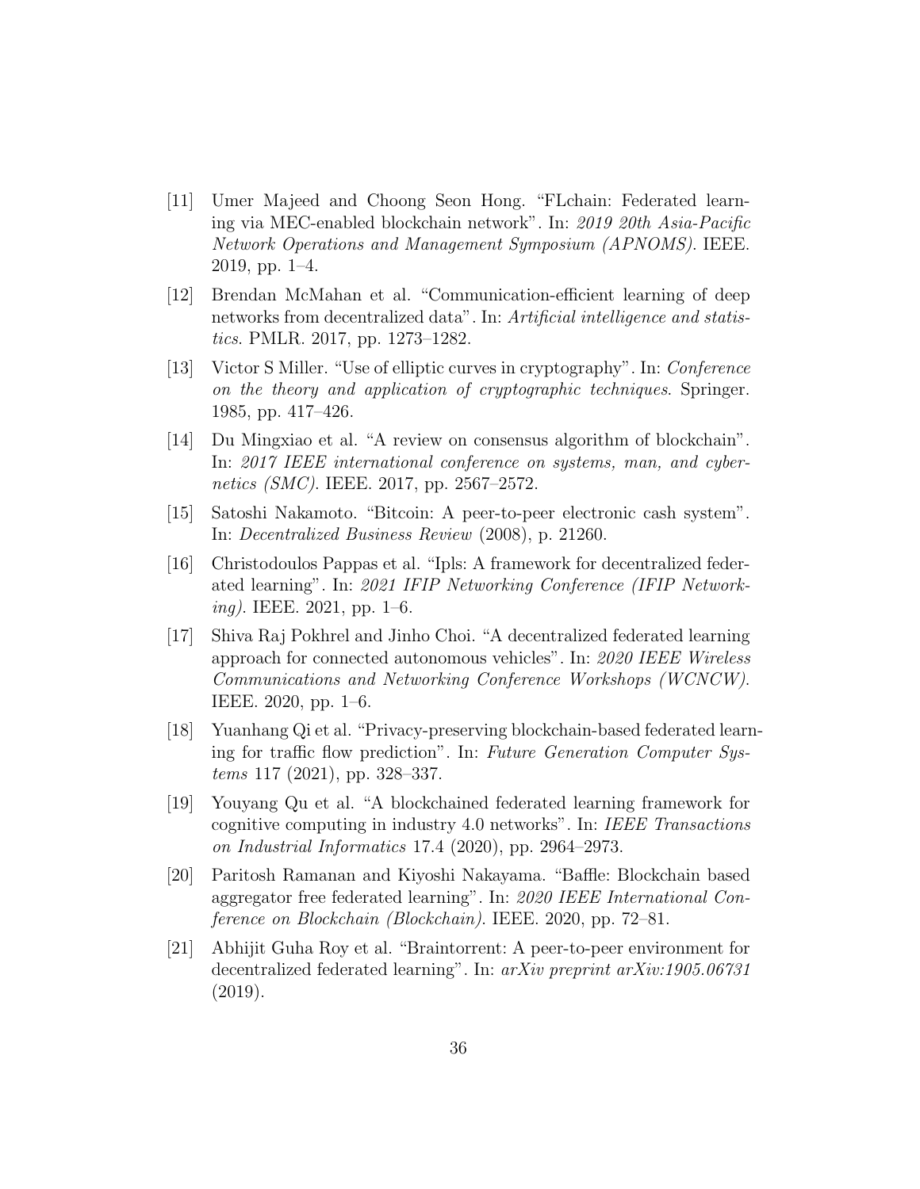[11] Umer Majeed and Choong Seon Hong. "FLchain: Federated learning via MEC-enabled blockchain network". In: *2019 20th Asia-Pacific Network Operations and Management Symposium (APNOMS)*. IEEE. 2019, pp. 1–4.

[12] Brendan McMahan et al. "Communication-efficient learning of deep networks from decentralized data". In: *Artificial intelligence and statistics*. PMLR. 2017, pp. 1273–1282.

[13] Victor S Miller. "Use of elliptic curves in cryptography". In: *Conference on the theory and application of cryptographic techniques*. Springer. 1985, pp. 417–426.

[14] Du Mingxiao et al. "A review on consensus algorithm of blockchain". In: *2017 IEEE international conference on systems, man, and cybernetics (SMC)*. IEEE. 2017, pp. 2567–2572.

[15] Satoshi Nakamoto. "Bitcoin: A peer-to-peer electronic cash system". In: *Decentralized Business Review* (2008), p. 21260.

[16] Christodoulos Pappas et al. "Ipls: A framework for decentralized federated learning". In: *2021 IFIP Networking Conference (IFIP Networking)*. IEEE. 2021, pp. 1–6.

[17] Shiva Raj Pokhrel and Jinho Choi. "A decentralized federated learning approach for connected autonomous vehicles". In: *2020 IEEE Wireless Communications and Networking Conference Workshops (WCNCW)*. IEEE. 2020, pp. 1–6.

[18] Yuanhang Qi et al. "Privacy-preserving blockchain-based federated learning for traffic flow prediction". In: *Future Generation Computer Systems* 117 (2021), pp. 328–337.

[19] Youyang Qu et al. "A blockchained federated learning framework for cognitive computing in industry 4.0 networks". In: *IEEE Transactions on Industrial Informatics* 17.4 (2020), pp. 2964–2973.

[20] Paritosh Ramanan and Kiyoshi Nakayama. "Baffle: Blockchain based aggregator free federated learning". In: *2020 IEEE International Conference on Blockchain (Blockchain)*. IEEE. 2020, pp. 72–81.

[21] Abhijit Guha Roy et al. "Braintorrent: A peer-to-peer environment for decentralized federated learning". In: *arXiv preprint arXiv:1905.06731* (2019).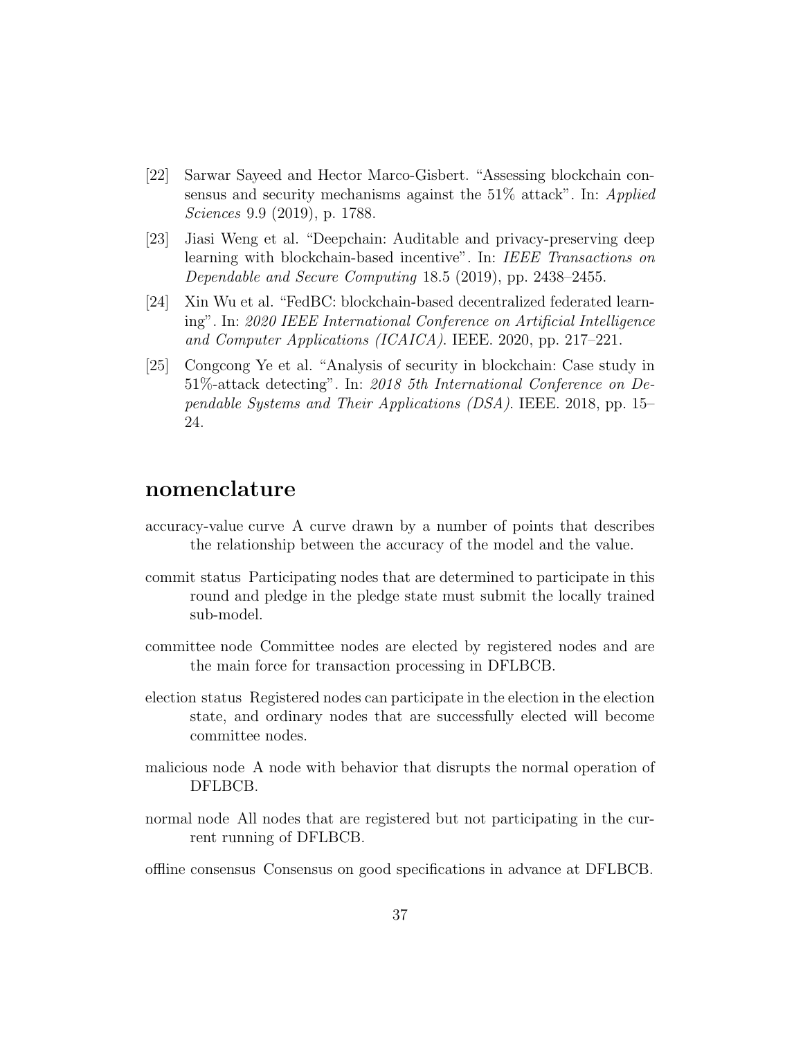[22] Sarwar Sayeed and Hector Marco-Gisbert. "Assessing blockchain consensus and security mechanisms against the 51% attack". In: *Applied Sciences* 9.9 (2019), p. 1788.

[23] Jiasi Weng et al. "Deepchain: Auditable and privacy-preserving deep learning with blockchain-based incentive". In: *IEEE Transactions on Dependable and Secure Computing* 18.5 (2019), pp. 2438–2455.

[24] Xin Wu et al. "FedBC: blockchain-based decentralized federated learning". In: *2020 IEEE International Conference on Artificial Intelligence and Computer Applications (ICAICA)*. IEEE. 2020, pp. 217–221.

[25] Congcong Ye et al. "Analysis of security in blockchain: Case study in 51%-attack detecting". In: *2018 5th International Conference on Dependable Systems and Their Applications (DSA)*. IEEE. 2018, pp. 15–24.

## nomenclature

accuracy-value curve A curve drawn by a number of points that describes the relationship between the accuracy of the model and the value.

commit status Participating nodes that are determined to participate in this round and pledge in the pledge state must submit the locally trained sub-model.

committee node Committee nodes are elected by registered nodes and are the main force for transaction processing in DFLBCB.

election status Registered nodes can participate in the election in the election state, and ordinary nodes that are successfully elected will become committee nodes.

malicious node A node with behavior that disrupts the normal operation of DFLBCB.

normal node All nodes that are registered but not participating in the current running of DFLBCB.

offline consensus Consensus on good specifications in advance at DFLBCB.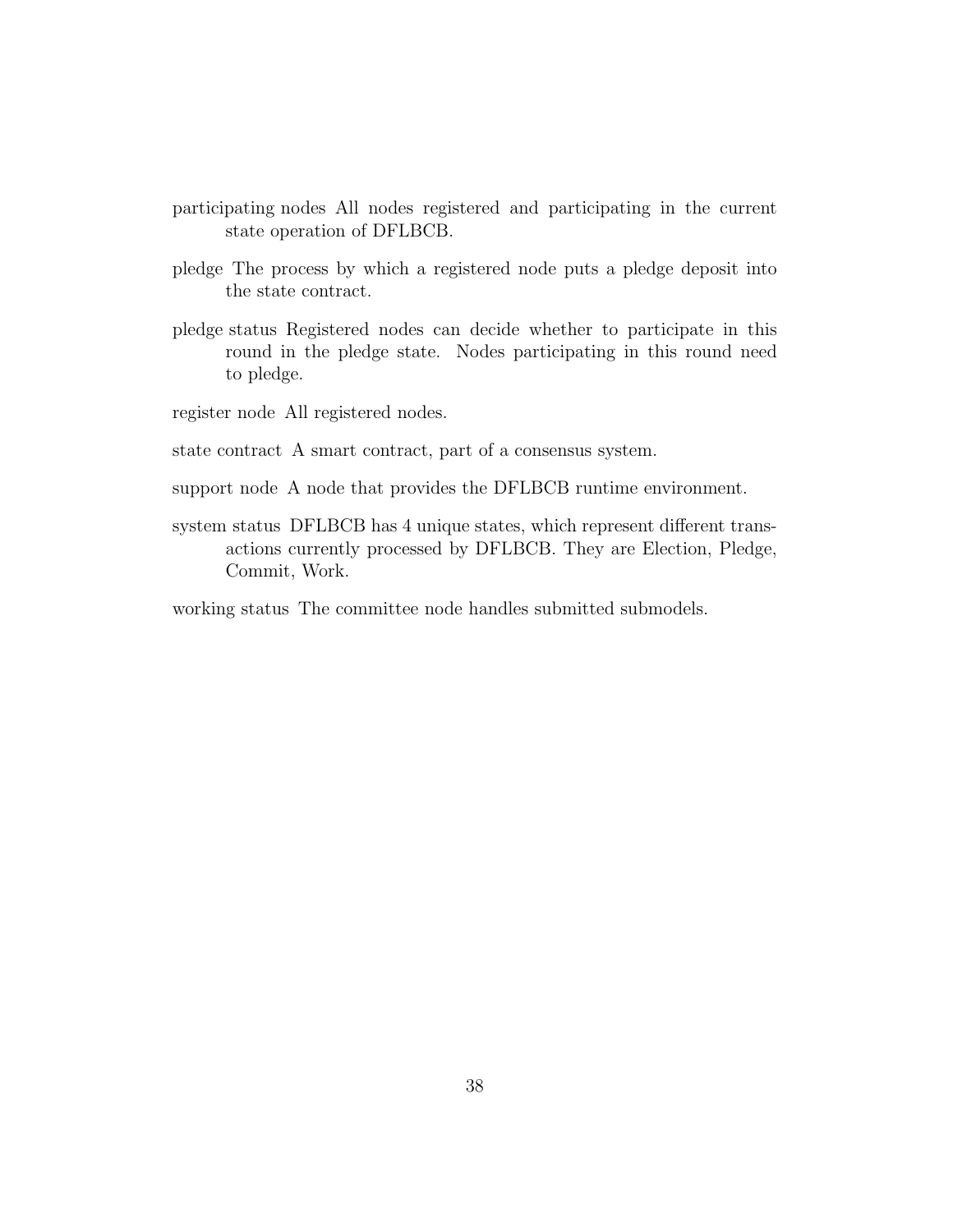**participating nodes** All nodes registered and participating in the current state operation of DFLBCB.

**pledge** The process by which a registered node puts a pledge deposit into the state contract.

**pledge status** Registered nodes can decide whether to participate in this round in the pledge state. Nodes participating in this round need to pledge.

**register node** All registered nodes.

**state contract** A smart contract, part of a consensus system.

**support node** A node that provides the DFLBCB runtime environment.

**system status** DFLBCB has 4 unique states, which represent different transactions currently processed by DFLBCB. They are Election, Pledge, Commit, Work.

**working status** The committee node handles submitted submodels.